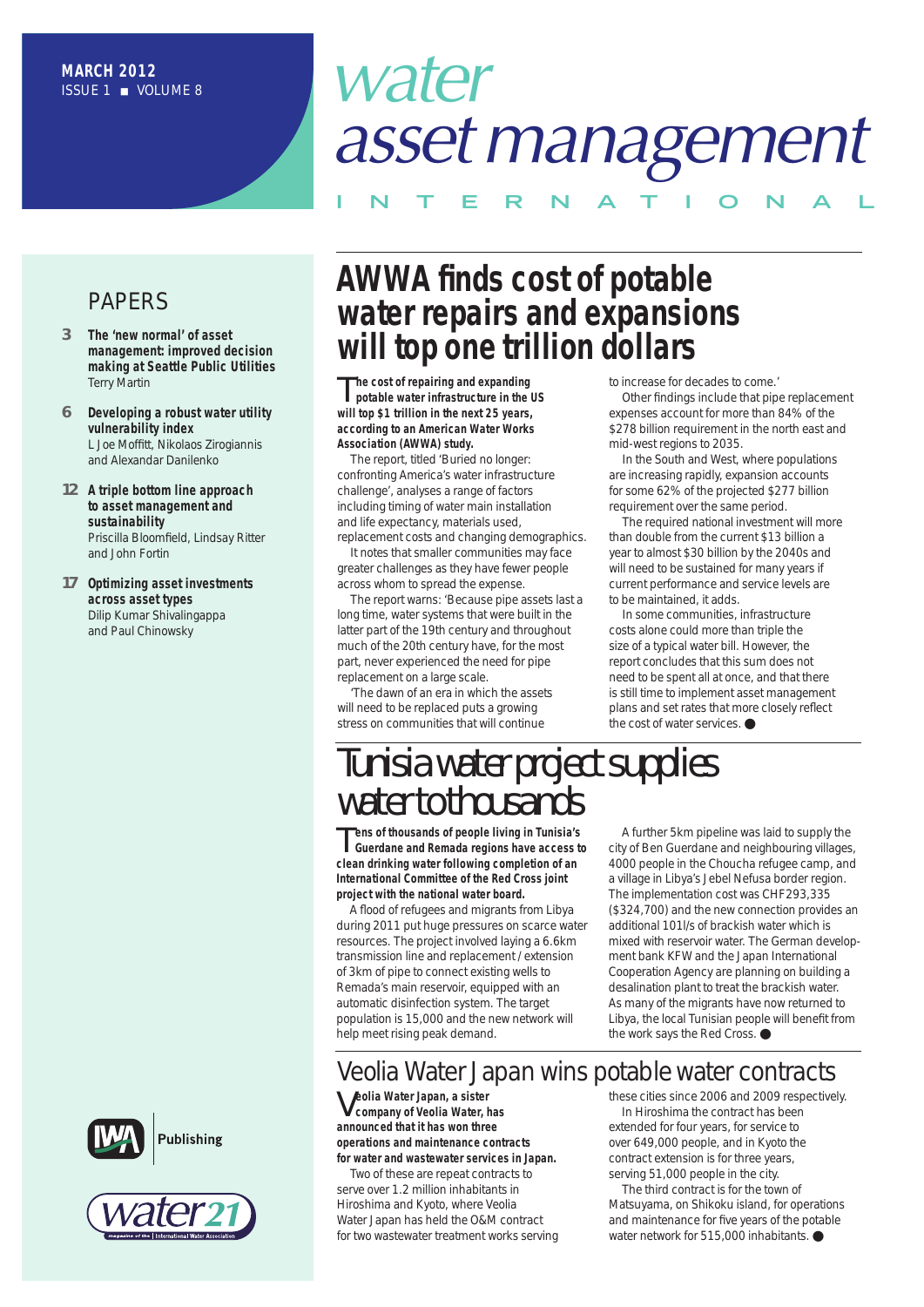# water asset management INTERNATIONAL

MARCH 2012
ISSUE 1 ■ VOLUME 8

## PAPERS

**3 The 'new normal' of asset management: improved decision making at Seattle Public Utilities**
Terry Martin

**6 Developing a robust water utility vulnerability index**
L Joe Moffitt, Nikolaos Zirogiannis and Alexandar Danilenko

**12 A triple bottom line approach to asset management and sustainability**
Priscilla Bloomfield, Lindsay Ritter and John Fortin

**17 Optimizing asset investments across asset types**
Dilip Kumar Shivalingappa and Paul Chinowsky

## AWWA finds cost of potable water repairs and expansions will top one trillion dollars

**The cost of repairing and expanding potable water infrastructure in the US will top $1 trillion in the next 25 years, according to an American Water Works Association (AWWA) study.**

The report, titled 'Buried no longer: confronting America's water infrastructure challenge', analyses a range of factors including timing of water main installation and life expectancy, materials used, replacement costs and changing demographics.

It notes that smaller communities may face greater challenges as they have fewer people across whom to spread the expense.

The report warns: 'Because pipe assets last a long time, water systems that were built in the latter part of the 19th century and throughout much of the 20th century have, for the most part, never experienced the need for pipe replacement on a large scale.

'The dawn of an era in which the assets will need to be replaced puts a growing stress on communities that will continue to increase for decades to come.'

Other findings include that pipe replacement expenses account for more than 84% of the $278 billion requirement in the north east and mid-west regions to 2035.

In the South and West, where populations are increasing rapidly, expansion accounts for some 62% of the projected $277 billion requirement over the same period.

The required national investment will more than double from the current $13 billion a year to almost $30 billion by the 2040s and will need to be sustained for many years if current performance and service levels are to be maintained, it adds.

In some communities, infrastructure costs alone could more than triple the size of a typical water bill. However, the report concludes that this sum does not need to be spent all at once, and that there is still time to implement asset management plans and set rates that more closely reflect the cost of water services. ●

## Tunisia water project supplies water to thousands

**Tens of thousands of people living in Tunisia's Guerdane and Remada regions have access to clean drinking water following completion of an International Committee of the Red Cross joint project with the national water board.**

A flood of refugees and migrants from Libya during 2011 put huge pressures on scarce water resources. The project involved laying a 6.6km transmission line and replacement / extension of 3km of pipe to connect existing wells to Remada's main reservoir, equipped with an automatic disinfection system. The target population is 15,000 and the new network will help meet rising peak demand.

A further 5km pipeline was laid to supply the city of Ben Guerdane and neighbouring villages, 4000 people in the Choucha refugee camp, and a village in Libya's Jebel Nefusa border region. The implementation cost was CHF293,335 ($324,700) and the new connection provides an additional 101l/s of brackish water which is mixed with reservoir water. The German development bank KFW and the Japan International Cooperation Agency are planning on building a desalination plant to treat the brackish water. As many of the migrants have now returned to Libya, the local Tunisian people will benefit from the work says the Red Cross. ●

## Veolia Water Japan wins potable water contracts

**Veolia Water Japan, a sister company of Veolia Water, has announced that it has won three operations and maintenance contracts for water and wastewater services in Japan.**

Two of these are repeat contracts to serve over 1.2 million inhabitants in Hiroshima and Kyoto, where Veolia Water Japan has held the O&M contract for two wastewater treatment works serving these cities since 2006 and 2009 respectively.

In Hiroshima the contract has been extended for four years, for service to over 649,000 people, and in Kyoto the contract extension is for three years, serving 51,000 people in the city.

The third contract is for the town of Matsuyama, on Shikoku island, for operations and maintenance for five years of the potable water network for 515,000 inhabitants. ●

IWA Publishing

water21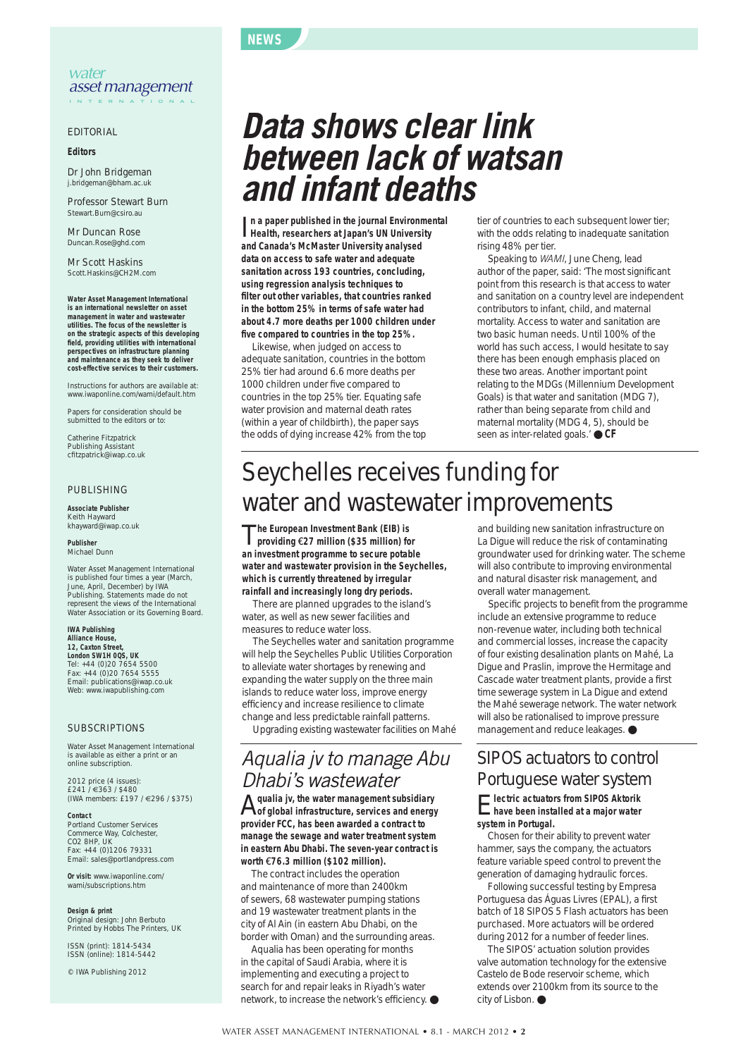NEWS

# Data shows clear link between lack of watsan and infant deaths

**In a paper published in the journal Environmental Health, researchers at Japan's UN University and Canada's McMaster University analysed data on access to safe water and adequate sanitation across 193 countries, concluding, using regression analysis techniques to filter out other variables, that countries ranked in the bottom 25% in terms of safe water had about 4.7 more deaths per 1000 children under five compared to countries in the top 25%.**

Likewise, when judged on access to adequate sanitation, countries in the bottom 25% tier had around 6.6 more deaths per 1000 children under five compared to countries in the top 25% tier. Equating safe water provision and maternal death rates (within a year of childbirth), the paper says the odds of dying increase 42% from the top tier of countries to each subsequent lower tier; with the odds relating to inadequate sanitation rising 48% per tier.

Speaking to *WAMI*, June Cheng, lead author of the paper, said: 'The most significant point from this research is that access to water and sanitation on a country level are independent contributors to infant, child, and maternal mortality. Access to water and sanitation are two basic human needs. Until 100% of the world has such access, I would hesitate to say there has been enough emphasis placed on these two areas. Another important point relating to the MDGs (Millennium Development Goals) is that water and sanitation (MDG 7), rather than being separate from child and maternal mortality (MDG 4, 5), should be seen as inter-related goals.' ● **CF**

# Seychelles receives funding for water and wastewater improvements

**The European Investment Bank (EIB) is providing €27 million ($35 million) for an investment programme to secure potable water and wastewater provision in the Seychelles, which is currently threatened by irregular rainfall and increasingly long dry periods.**

There are planned upgrades to the island's water, as well as new sewer facilities and measures to reduce water loss.

The Seychelles water and sanitation programme will help the Seychelles Public Utilities Corporation to alleviate water shortages by renewing and expanding the water supply on the three main islands to reduce water loss, improve energy efficiency and increase resilience to climate change and less predictable rainfall patterns.

Upgrading existing wastewater facilities on Mahé and building new sanitation infrastructure on La Digue will reduce the risk of contaminating groundwater used for drinking water. The scheme will also contribute to improving environmental and natural disaster risk management, and overall water management.

Specific projects to benefit from the programme include an extensive programme to reduce non-revenue water, including both technical and commercial losses, increase the capacity of four existing desalination plants on Mahé, La Digue and Praslin, improve the Hermitage and Cascade water treatment plants, provide a first time sewerage system in La Digue and extend the Mahé sewerage network. The water network will also be rationalised to improve pressure management and reduce leakages. ●

## *Aqualia jv to manage Abu Dhabi's wastewater*

**Aqualia jv, the water management subsidiary of global infrastructure, services and energy provider FCC, has been awarded a contract to manage the sewage and water treatment system in eastern Abu Dhabi. The seven-year contract is worth €76.3 million ($102 million).**

The contract includes the operation and maintenance of more than 2400km of sewers, 68 wastewater pumping stations and 19 wastewater treatment plants in the city of Al Ain (in eastern Abu Dhabi, on the border with Oman) and the surrounding areas.

Aqualia has been operating for months in the capital of Saudi Arabia, where it is implementing and executing a project to search for and repair leaks in Riyadh's water network, to increase the network's efficiency. ●

## SIPOS actuators to control Portuguese water system

**Electric actuators from SIPOS Aktorik have been installed at a major water system in Portugal.**

Chosen for their ability to prevent water hammer, says the company, the actuators feature variable speed control to prevent the generation of damaging hydraulic forces.

Following successful testing by Empresa Portuguesa das Águas Livres (EPAL), a first batch of 18 SIPOS 5 Flash actuators has been purchased. More actuators will be ordered during 2012 for a number of feeder lines.

The SIPOS' actuation solution provides valve automation technology for the extensive Castelo de Bode reservoir scheme, which extends over 2100km from its source to the city of Lisbon. ●

---

*water asset management* INTERNATIONAL

EDITORIAL

**Editors**

Dr John Bridgeman
j.bridgeman@bham.ac.uk

Professor Stewart Burn
Stewart.Burn@csiro.au

Mr Duncan Rose
Duncan.Rose@ghd.com

Mr Scott Haskins
Scott.Haskins@CH2M.com

**Water Asset Management International is an international newsletter on asset management in water and wastewater utilities. The focus of the newsletter is on the strategic aspects of this developing field, providing utilities with international perspectives on infrastructure planning and maintenance as they seek to deliver cost-effective services to their customers.**

Instructions for authors are available at: www.iwaponline.com/wami/default.htm

Papers for consideration should be submitted to the editors or to:

Catherine Fitzpatrick
Publishing Assistant
cfitzpatrick@iwap.co.uk

PUBLISHING

**Associate Publisher**
Keith Hayward
khayward@iwap.co.uk

**Publisher**
Michael Dunn

Water Asset Management International is published four times a year (March, June, April, December) by IWA Publishing. Statements made do not represent the views of the International Water Association or its Governing Board.

**IWA Publishing**
**Alliance House,**
**12, Caxton Street,**
**London SW1H 0QS, UK**
Tel: +44 (0)20 7654 5500
Fax: +44 (0)20 7654 5555
Email: publications@iwap.co.uk
Web: www.iwapublishing.com

SUBSCRIPTIONS

Water Asset Management International is available as either a print or an online subscription.

2012 price (4 issues):
£241 / €363 / $480
(IWA members: £197 / €296 / $375)

**Contact**
Portland Customer Services
Commerce Way, Colchester,
CO2 8HP, UK
Fax: +44 (0)1206 79331
Email: sales@portlandpress.com

**Or visit:** www.iwaponline.com/wami/subscriptions.htm

**Design & print**
Original design: John Berbuto
Printed by Hobbs The Printers, UK

ISSN (print): 1814-5434
ISSN (online): 1814-5442

© IWA Publishing 2012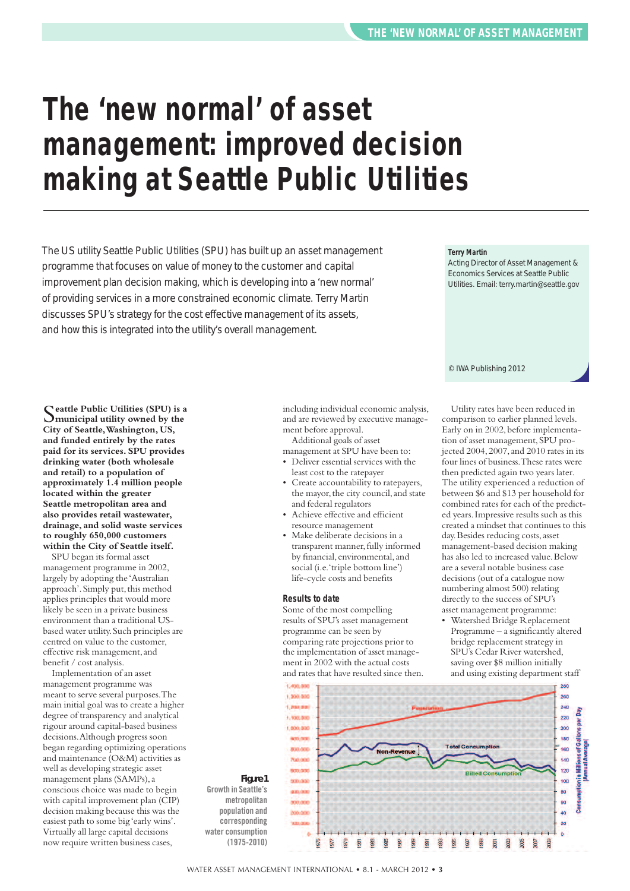# The 'new normal' of asset management: improved decision making at Seattle Public Utilities

The US utility Seattle Public Utilities (SPU) has built up an asset management programme that focuses on value of money to the customer and capital improvement plan decision making, which is developing into a 'new normal' of providing services in a more constrained economic climate. Terry Martin discusses SPU's strategy for the cost effective management of its assets, and how this is integrated into the utility's overall management.

**Terry Martin**
Acting Director of Asset Management & Economics Services at Seattle Public Utilities. Email: terry.martin@seattle.gov

© IWA Publishing 2012

**Seattle Public Utilities (SPU) is a municipal utility owned by the City of Seattle, Washington, US, and funded entirely by the rates paid for its services. SPU provides drinking water (both wholesale and retail) to a population of approximately 1.4 million people located within the greater Seattle metropolitan area and also provides retail wastewater, drainage, and solid waste services to roughly 650,000 customers within the City of Seattle itself.**

SPU began its formal asset management programme in 2002, largely by adopting the 'Australian approach'. Simply put, this method applies principles that would more likely be seen in a private business environment than a traditional US-based water utility. Such principles are centred on value to the customer, effective risk management, and benefit / cost analysis.

Implementation of an asset management programme was meant to serve several purposes. The main initial goal was to create a higher degree of transparency and analytical rigour around capital-based business decisions. Although progress soon began regarding optimizing operations and maintenance (O&M) activities as well as developing strategic asset management plans (SAMPs), a conscious choice was made to begin with capital improvement plan (CIP) decision making because this was the easiest path to some big 'early wins'. Virtually all large capital decisions now require written business cases, including individual economic analysis, and are reviewed by executive management before approval.

Additional goals of asset management at SPU have been to:

- Deliver essential services with the least cost to the ratepayer
- Create accountability to ratepayers, the mayor, the city council, and state and federal regulators
- Achieve effective and efficient resource management
- Make deliberate decisions in a transparent manner, fully informed by financial, environmental, and social (i.e. 'triple bottom line') life-cycle costs and benefits

### Results to date

Some of the most compelling results of SPU's asset management programme can be seen by comparing rate projections prior to the implementation of asset management in 2002 with the actual costs and rates that have resulted since then.

Utility rates have been reduced in comparison to earlier planned levels. Early on in 2002, before implementation of asset management, SPU projected 2004, 2007, and 2010 rates in its four lines of business. These rates were then predicted again two years later. The utility experienced a reduction of between \$6 and \$13 per household for combined rates for each of the predicted years. Impressive results such as this created a mindset that continues to this day. Besides reducing costs, asset management-based decision making has also led to increased value. Below are a several notable business case decisions (out of a catalogue now numbering almost 500) relating directly to the success of SPU's asset management programme:

- Watershed Bridge Replacement Programme – a significantly altered bridge replacement strategy in SPU's Cedar River watershed, saving over \$8 million initially and using existing department staff

**Figure 1** Growth in Seattle's metropolitan population and corresponding water consumption (1975-2010)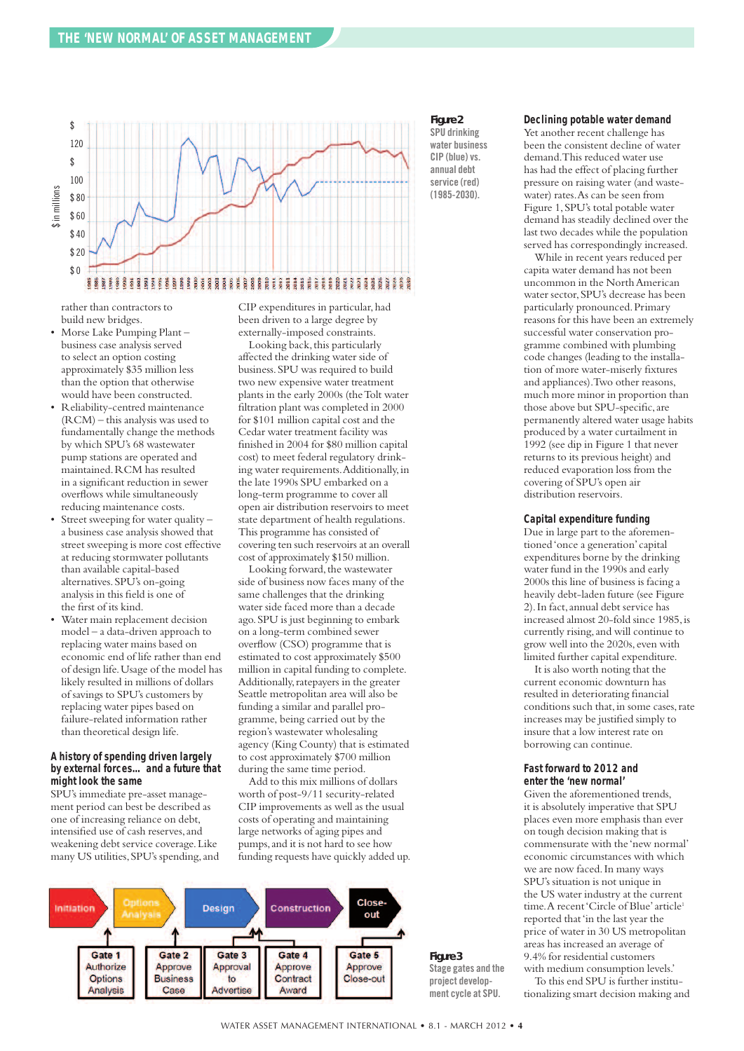Figure 2
SPU drinking water business CIP (blue) vs. annual debt service (red) (1985-2030).

rather than contractors to build new bridges.

- Morse Lake Pumping Plant – business case analysis served to select an option costing approximately $35 million less than the option that otherwise would have been constructed.
- Reliability-centred maintenance (RCM) – this analysis was used to fundamentally change the methods by which SPU's 68 wastewater pump stations are operated and maintained. RCM has resulted in a significant reduction in sewer overflows while simultaneously reducing maintenance costs.
- Street sweeping for water quality – a business case analysis showed that street sweeping is more cost effective at reducing stormwater pollutants than available capital-based alternatives. SPU's on-going analysis in this field is one of the first of its kind.
- Water main replacement decision model – a data-driven approach to replacing water mains based on economic end of life rather than end of design life. Usage of the model has likely resulted in millions of dollars of savings to SPU's customers by replacing water pipes based on failure-related information rather than theoretical design life.

### A history of spending driven largely by external forces... and a future that might look the same

SPU's immediate pre-asset management period can best be described as one of increasing reliance on debt, intensified use of cash reserves, and weakening debt service coverage. Like many US utilities, SPU's spending, and CIP expenditures in particular, had been driven to a large degree by externally-imposed constraints.

Looking back, this particularly affected the drinking water side of business. SPU was required to build two new expensive water treatment plants in the early 2000s (the Tolt water filtration plant was completed in 2000 for $101 million capital cost and the Cedar water treatment facility was finished in 2004 for $80 million capital cost) to meet federal regulatory drinking water requirements. Additionally, in the late 1990s SPU embarked on a long-term programme to cover all open air distribution reservoirs to meet state department of health regulations. This programme has consisted of covering ten such reservoirs at an overall cost of approximately $150 million.

Looking forward, the wastewater side of business now faces many of the same challenges that the drinking water side faced more than a decade ago. SPU is just beginning to embark on a long-term combined sewer overflow (CSO) programme that is estimated to cost approximately $500 million in capital funding to complete. Additionally, ratepayers in the greater Seattle metropolitan area will also be funding a similar and parallel programme, being carried out by the region's wastewater wholesaling agency (King County) that is estimated to cost approximately $700 million during the same time period.

Add to this mix millions of dollars worth of post-9/11 security-related CIP improvements as well as the usual costs of operating and maintaining large networks of aging pipes and pumps, and it is not hard to see how funding requests have quickly added up.

### Declining potable water demand

Yet another recent challenge has been the consistent decline of water demand. This reduced water use has had the effect of placing further pressure on raising water (and wastewater) rates. As can be seen from Figure 1, SPU's total potable water demand has steadily declined over the last two decades while the population served has correspondingly increased.

While in recent years reduced per capita water demand has not been uncommon in the North American water sector, SPU's decrease has been particularly pronounced. Primary reasons for this have been an extremely successful water conservation programme combined with plumbing code changes (leading to the installation of more water-miserly fixtures and appliances). Two other reasons, much more minor in proportion than those above but SPU-specific, are permanently altered water usage habits produced by a water curtailment in 1992 (see dip in Figure 1 that never returns to its previous height) and reduced evaporation loss from the covering of SPU's open air distribution reservoirs.

### Capital expenditure funding

Due in large part to the aforementioned 'once a generation' capital expenditures borne by the drinking water fund in the 1990s and early 2000s this line of business is facing a heavily debt-laden future (see Figure 2). In fact, annual debt service has increased almost 20-fold since 1985, is currently rising, and will continue to grow well into the 2020s, even with limited further capital expenditure.

It is also worth noting that the current economic downturn has resulted in deteriorating financial conditions such that, in some cases, rate increases may be justified simply to insure that a low interest rate on borrowing can continue.

### Fast forward to 2012 and enter the 'new normal'

Given the aforementioned trends, it is absolutely imperative that SPU places even more emphasis than ever on tough decision making that is commensurate with the 'new normal' economic circumstances with which we are now faced. In many ways SPU's situation is not unique in the US water industry at the current time. A recent 'Circle of Blue' article[1] reported that 'in the last year the price of water in 30 US metropolitan areas has increased an average of 9.4% for residential customers with medium consumption levels.'

To this end SPU is further institutionalizing smart decision making and

Figure 3
Stage gates and the project development cycle at SPU.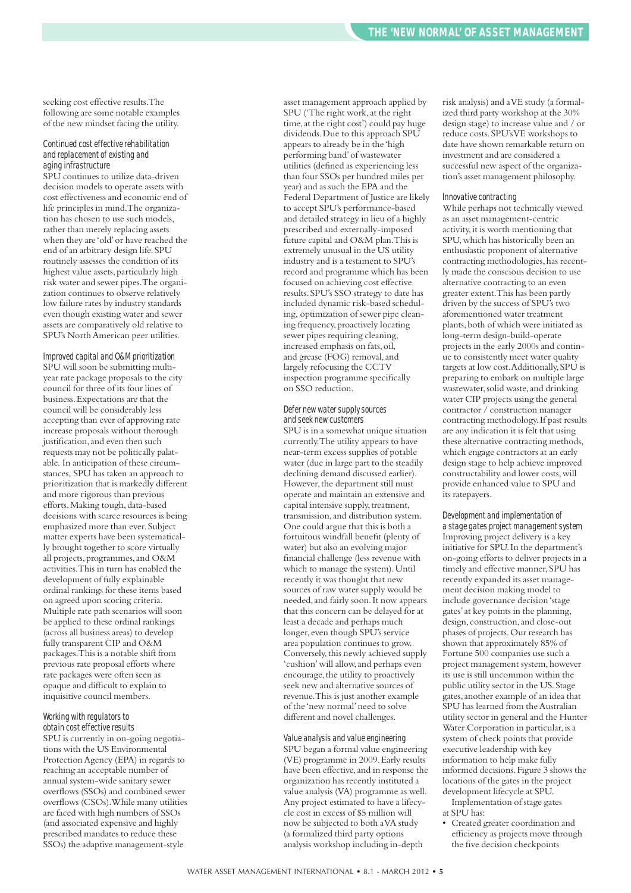seeking cost effective results. The following are some notable examples of the new mindset facing the utility.

### *Continued cost effective rehabilitation and replacement of existing and aging infrastructure*

SPU continues to utilize data-driven decision models to operate assets with cost effectiveness and economic end of life principles in mind. The organization has chosen to use such models, rather than merely replacing assets when they are 'old' or have reached the end of an arbitrary design life. SPU routinely assesses the condition of its highest value assets, particularly high risk water and sewer pipes. The organization continues to observe relatively low failure rates by industry standards even though existing water and sewer assets are comparatively old relative to SPU's North American peer utilities.

### *Improved capital and O&M prioritization*

SPU will soon be submitting multi-year rate package proposals to the city council for three of its four lines of business. Expectations are that the council will be considerably less accepting than ever of approving rate increase proposals without thorough justification, and even then such requests may not be politically palatable. In anticipation of these circumstances, SPU has taken an approach to prioritization that is markedly different and more rigorous than previous efforts. Making tough, data-based decisions with scarce resources is being emphasized more than ever. Subject matter experts have been systematically brought together to score virtually all projects, programmes, and O&M activities. This in turn has enabled the development of fully explainable ordinal rankings for these items based on agreed upon scoring criteria. Multiple rate path scenarios will soon be applied to these ordinal rankings (across all business areas) to develop fully transparent CIP and O&M packages. This is a notable shift from previous rate proposal efforts where rate packages were often seen as opaque and difficult to explain to inquisitive council members.

### *Working with regulators to obtain cost effective results*

SPU is currently in on-going negotiations with the US Environmental Protection Agency (EPA) in regards to reaching an acceptable number of annual system-wide sanitary sewer overflows (SSOs) and combined sewer overflows (CSOs). While many utilities are faced with high numbers of SSOs (and associated expensive and highly prescribed mandates to reduce these SSOs) the adaptive management-style asset management approach applied by SPU ('The right work, at the right time, at the right cost') could pay huge dividends. Due to this approach SPU appears to already be in the 'high performing band' of wastewater utilities (defined as experiencing less than four SSOs per hundred miles per year) and as such the EPA and the Federal Department of Justice are likely to accept SPU's performance-based and detailed strategy in lieu of a highly prescribed and externally-imposed future capital and O&M plan. This is extremely unusual in the US utility industry and is a testament to SPU's record and programme which has been focused on achieving cost effective results. SPU's SSO strategy to date has included dynamic risk-based scheduling, optimization of sewer pipe cleaning frequency, proactively locating sewer pipes requiring cleaning, increased emphasis on fats, oil, and grease (FOG) removal, and largely refocusing the CCTV inspection programme specifically on SSO reduction.

### *Defer new water supply sources and seek new customers*

SPU is in a somewhat unique situation currently. The utility appears to have near-term excess supplies of potable water (due in large part to the steadily declining demand discussed earlier). However, the department still must operate and maintain an extensive and capital intensive supply, treatment, transmission, and distribution system. One could argue that this is both a fortuitous windfall benefit (plenty of water) but also an evolving major financial challenge (less revenue with which to manage the system). Until recently it was thought that new sources of raw water supply would be needed, and fairly soon. It now appears that this concern can be delayed for at least a decade and perhaps much longer, even though SPU's service area population continues to grow. Conversely, this newly achieved supply 'cushion' will allow, and perhaps even encourage, the utility to proactively seek new and alternative sources of revenue. This is just another example of the 'new normal' need to solve different and novel challenges.

### *Value analysis and value engineering*

SPU began a formal value engineering (VE) programme in 2009. Early results have been effective, and in response the organization has recently instituted a value analysis (VA) programme as well. Any project estimated to have a lifecycle cost in excess of $5 million will now be subjected to both a VA study (a formalized third party options analysis workshop including in-depth risk analysis) and a VE study (a formalized third party workshop at the 30% design stage) to increase value and / or reduce costs. SPU's VE workshops to date have shown remarkable return on investment and are considered a successful new aspect of the organization's asset management philosophy.

### *Innovative contracting*

While perhaps not technically viewed as an asset management-centric activity, it is worth mentioning that SPU, which has historically been an enthusiastic proponent of alternative contracting methodologies, has recently made the conscious decision to use alternative contracting to an even greater extent. This has been partly driven by the success of SPU's two aforementioned water treatment plants, both of which were initiated as long-term design-build-operate projects in the early 2000s and continue to consistently meet water quality targets at low cost. Additionally, SPU is preparing to embark on multiple large wastewater, solid waste, and drinking water CIP projects using the general contractor / construction manager contracting methodology. If past results are any indication it is felt that using these alternative contracting methods, which engage contractors at an early design stage to help achieve improved constructability and lower costs, will provide enhanced value to SPU and its ratepayers.

### *Development and implementation of a stage gates project management system*

Improving project delivery is a key initiative for SPU. In the department's on-going efforts to deliver projects in a timely and effective manner, SPU has recently expanded its asset management decision making model to include governance decision 'stage gates' at key points in the planning, design, construction, and close-out phases of projects. Our research has shown that approximately 85% of Fortune 500 companies use such a project management system, however its use is still uncommon within the public utility sector in the US. Stage gates, another example of an idea that SPU has learned from the Australian utility sector in general and the Hunter Water Corporation in particular, is a system of check points that provide executive leadership with key information to help make fully informed decisions. Figure 3 shows the locations of the gates in the project development lifecycle at SPU.

Implementation of stage gates at SPU has:

- Created greater coordination and efficiency as projects move through the five decision checkpoints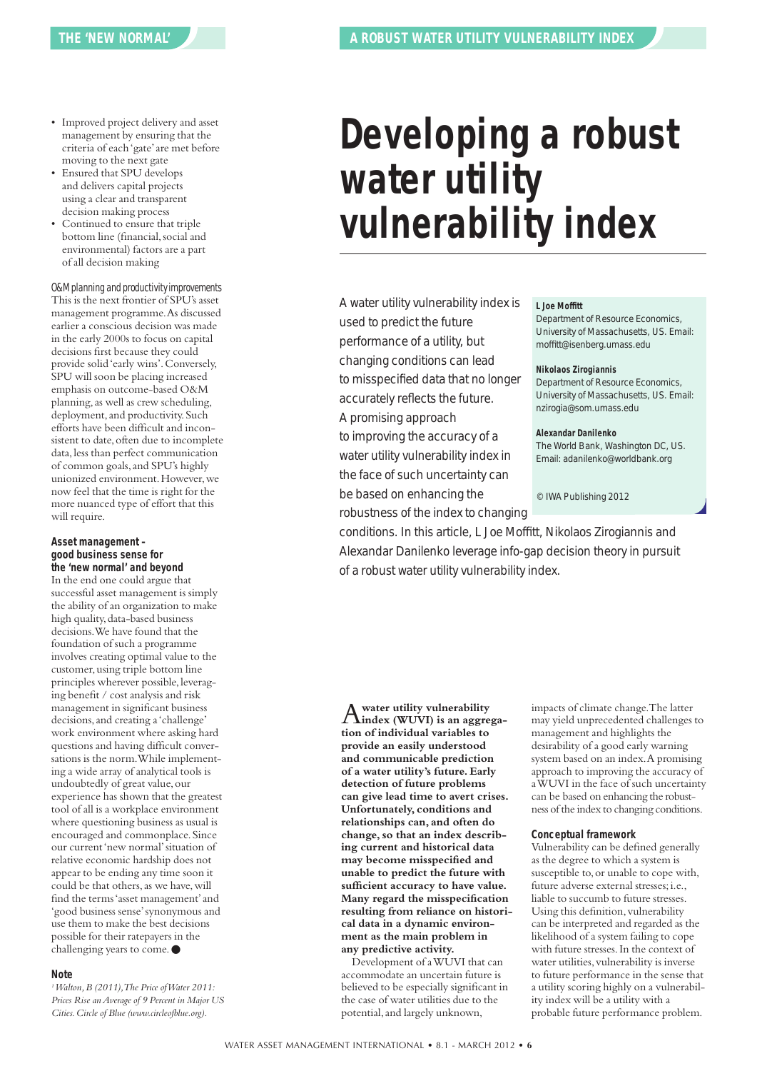- Improved project delivery and asset management by ensuring that the criteria of each 'gate' are met before moving to the next gate
- Ensured that SPU develops and delivers capital projects using a clear and transparent decision making process
- Continued to ensure that triple bottom line (financial, social and environmental) factors are a part of all decision making

*O&M planning and productivity improvements*
This is the next frontier of SPU's asset management programme. As discussed earlier a conscious decision was made in the early 2000s to focus on capital decisions first because they could provide solid 'early wins'. Conversely, SPU will soon be placing increased emphasis on outcome-based O&M planning, as well as crew scheduling, deployment, and productivity. Such efforts have been difficult and inconsistent to date, often due to incomplete data, less than perfect communication of common goals, and SPU's highly unionized environment. However, we now feel that the time is right for the more nuanced type of effort that this will require.

### Asset management – good business sense for the 'new normal' and beyond

In the end one could argue that successful asset management is simply the ability of an organization to make high quality, data-based business decisions. We have found that the foundation of such a programme involves creating optimal value to the customer, using triple bottom line principles wherever possible, leveraging benefit / cost analysis and risk management in significant business decisions, and creating a 'challenge' work environment where asking hard questions and having difficult conversations is the norm. While implementing a wide array of analytical tools is undoubtedly of great value, our experience has shown that the greatest tool of all is a workplace environment where questioning business as usual is encouraged and commonplace. Since our current 'new normal' situation of relative economic hardship does not appear to be ending any time soon it could be that others, as we have, will find the terms 'asset management' and 'good business sense' synonymous and use them to make the best decisions possible for their ratepayers in the challenging years to come. ●

### Note

[1] *Walton, B (2011), The Price of Water 2011: Prices Rise an Average of 9 Percent in Major US Cities. Circle of Blue (www.circleofblue.org).*

# Developing a robust water utility vulnerability index

A water utility vulnerability index is used to predict the future performance of a utility, but changing conditions can lead to misspecified data that no longer accurately reflects the future. A promising approach to improving the accuracy of a water utility vulnerability index in the face of such uncertainty can be based on enhancing the robustness of the index to changing conditions. In this article, L Joe Moffitt, Nikolaos Zirogiannis and Alexandar Danilenko leverage info-gap decision theory in pursuit of a robust water utility vulnerability index.

**L Joe Moffitt**
Department of Resource Economics, University of Massachusetts, US. Email: moffitt@isenberg.umass.edu

**Nikolaos Zirogiannis**
Department of Resource Economics, University of Massachusetts, US. Email: nzirogia@som.umass.edu

**Alexandar Danilenko**
The World Bank, Washington DC, US. Email: adanilenko@worldbank.org

© IWA Publishing 2012

**A water utility vulnerability index (WUVI) is an aggregation of individual variables to provide an easily understood and communicable prediction of a water utility's future. Early detection of future problems can give lead time to avert crises. Unfortunately, conditions and relationships can, and often do change, so that an index describing current and historical data may become misspecified and unable to predict the future with sufficient accuracy to have value. Many regard the misspecification resulting from reliance on historical data in a dynamic environment as the main problem in any predictive activity.**

Development of a WUVI that can accommodate an uncertain future is believed to be especially significant in the case of water utilities due to the potential, and largely unknown, impacts of climate change. The latter may yield unprecedented challenges to management and highlights the desirability of a good early warning system based on an index. A promising approach to improving the accuracy of a WUVI in the face of such uncertainty can be based on enhancing the robustness of the index to changing conditions.

### Conceptual framework

Vulnerability can be defined generally as the degree to which a system is susceptible to, or unable to cope with, future adverse external stresses; i.e., liable to succumb to future stresses. Using this definition, vulnerability can be interpreted and regarded as the likelihood of a system failing to cope with future stresses. In the context of water utilities, vulnerability is inverse to future performance in the sense that a utility scoring highly on a vulnerability index will be a utility with a probable future performance problem.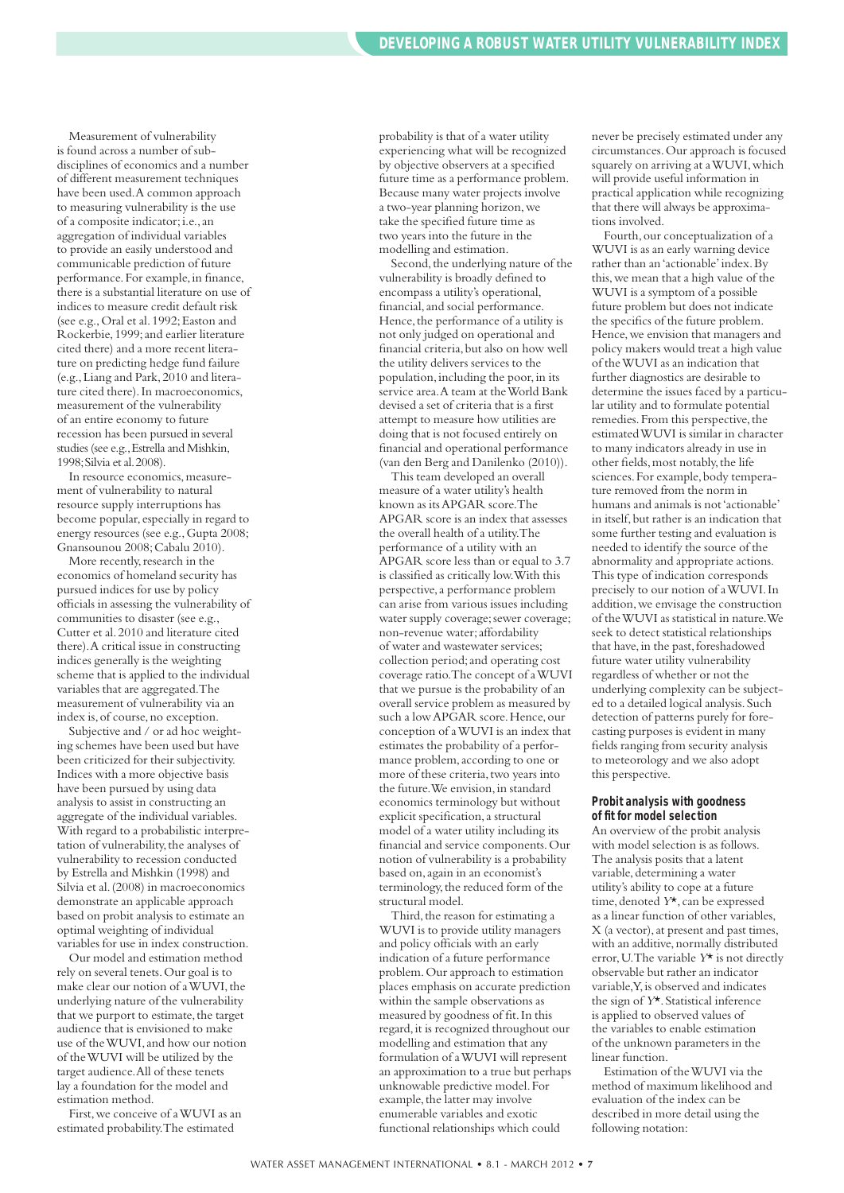Measurement of vulnerability is found across a number of sub-disciplines of economics and a number of different measurement techniques have been used. A common approach to measuring vulnerability is the use of a composite indicator; i.e., an aggregation of individual variables to provide an easily understood and communicable prediction of future performance. For example, in finance, there is a substantial literature on use of indices to measure credit default risk (see e.g., Oral et al. 1992; Easton and Rockerbie, 1999; and earlier literature cited there) and a more recent literature on predicting hedge fund failure (e.g., Liang and Park, 2010 and literature cited there). In macroeconomics, measurement of the vulnerability of an entire economy to future recession has been pursued in several studies (see e.g., Estrella and Mishkin, 1998; Silvia et al. 2008).

In resource economics, measurement of vulnerability to natural resource supply interruptions has become popular, especially in regard to energy resources (see e.g., Gupta 2008; Gnansounou 2008; Cabalu 2010).

More recently, research in the economics of homeland security has pursued indices for use by policy officials in assessing the vulnerability of communities to disaster (see e.g., Cutter et al. 2010 and literature cited there). A critical issue in constructing indices generally is the weighting scheme that is applied to the individual variables that are aggregated. The measurement of vulnerability via an index is, of course, no exception.

Subjective and / or ad hoc weighting schemes have been used but have been criticized for their subjectivity. Indices with a more objective basis have been pursued by using data analysis to assist in constructing an aggregate of the individual variables. With regard to a probabilistic interpretation of vulnerability, the analyses of vulnerability to recession conducted by Estrella and Mishkin (1998) and Silvia et al. (2008) in macroeconomics demonstrate an applicable approach based on probit analysis to estimate an optimal weighting of individual variables for use in index construction.

Our model and estimation method rely on several tenets. Our goal is to make clear our notion of a WUVI, the underlying nature of the vulnerability that we purport to estimate, the target audience that is envisioned to make use of the WUVI, and how our notion of the WUVI will be utilized by the target audience. All of these tenets lay a foundation for the model and estimation method.

First, we conceive of a WUVI as an estimated probability. The estimated probability is that of a water utility experiencing what will be recognized by objective observers at a specified future time as a performance problem. Because many water projects involve a two-year planning horizon, we take the specified future time as two years into the future in the modelling and estimation.

Second, the underlying nature of the vulnerability is broadly defined to encompass a utility's operational, financial, and social performance. Hence, the performance of a utility is not only judged on operational and financial criteria, but also on how well the utility delivers services to the population, including the poor, in its service area. A team at the World Bank devised a set of criteria that is a first attempt to measure how utilities are doing that is not focused entirely on financial and operational performance (van den Berg and Danilenko (2010)).

This team developed an overall measure of a water utility's health known as its APGAR score. The APGAR score is an index that assesses the overall health of a utility. The performance of a utility with an APGAR score less than or equal to 3.7 is classified as critically low. With this perspective, a performance problem can arise from various issues including water supply coverage; sewer coverage; non-revenue water; affordability of water and wastewater services; collection period; and operating cost coverage ratio. The concept of a WUVI that we pursue is the probability of an overall service problem as measured by such a low APGAR score. Hence, our conception of a WUVI is an index that estimates the probability of a performance problem, according to one or more of these criteria, two years into the future. We envision, in standard economics terminology but without explicit specification, a structural model of a water utility including its financial and service components. Our notion of vulnerability is a probability based on, again in an economist's terminology, the reduced form of the structural model.

Third, the reason for estimating a WUVI is to provide utility managers and policy officials with an early indication of a future performance problem. Our approach to estimation places emphasis on accurate prediction within the sample observations as measured by goodness of fit. In this regard, it is recognized throughout our modelling and estimation that any formulation of a WUVI will represent an approximation to a true but perhaps unknowable predictive model. For example, the latter may involve enumerable variables and exotic functional relationships which could never be precisely estimated under any circumstances. Our approach is focused squarely on arriving at a WUVI, which will provide useful information in practical application while recognizing that there will always be approximations involved.

Fourth, our conceptualization of a WUVI is as an early warning device rather than an 'actionable' index. By this, we mean that a high value of the WUVI is a symptom of a possible future problem but does not indicate the specifics of the future problem. Hence, we envision that managers and policy makers would treat a high value of the WUVI as an indication that further diagnostics are desirable to determine the issues faced by a particular utility and to formulate potential remedies. From this perspective, the estimated WUVI is similar in character to many indicators already in use in other fields, most notably, the life sciences. For example, body temperature removed from the norm in humans and animals is not 'actionable' in itself, but rather is an indication that some further testing and evaluation is needed to identify the source of the abnormality and appropriate actions. This type of indication corresponds precisely to our notion of a WUVI. In addition, we envisage the construction of the WUVI as statistical in nature. We seek to detect statistical relationships that have, in the past, foreshadowed future water utility vulnerability regardless of whether or not the underlying complexity can be subjected to a detailed logical analysis. Such detection of patterns purely for forecasting purposes is evident in many fields ranging from security analysis to meteorology and we also adopt this perspective.

### Probit analysis with goodness of fit for model selection

An overview of the probit analysis with model selection is as follows. The analysis posits that a latent variable, determining a water utility's ability to cope at a future time, denoted $Y^*$, can be expressed as a linear function of other variables, X (a vector), at present and past times, with an additive, normally distributed error, U. The variable $Y^*$ is not directly observable but rather an indicator variable, Y, is observed and indicates the sign of $Y^*$. Statistical inference is applied to observed values of the variables to enable estimation of the unknown parameters in the linear function.

Estimation of the WUVI via the method of maximum likelihood and evaluation of the index can be described in more detail using the following notation: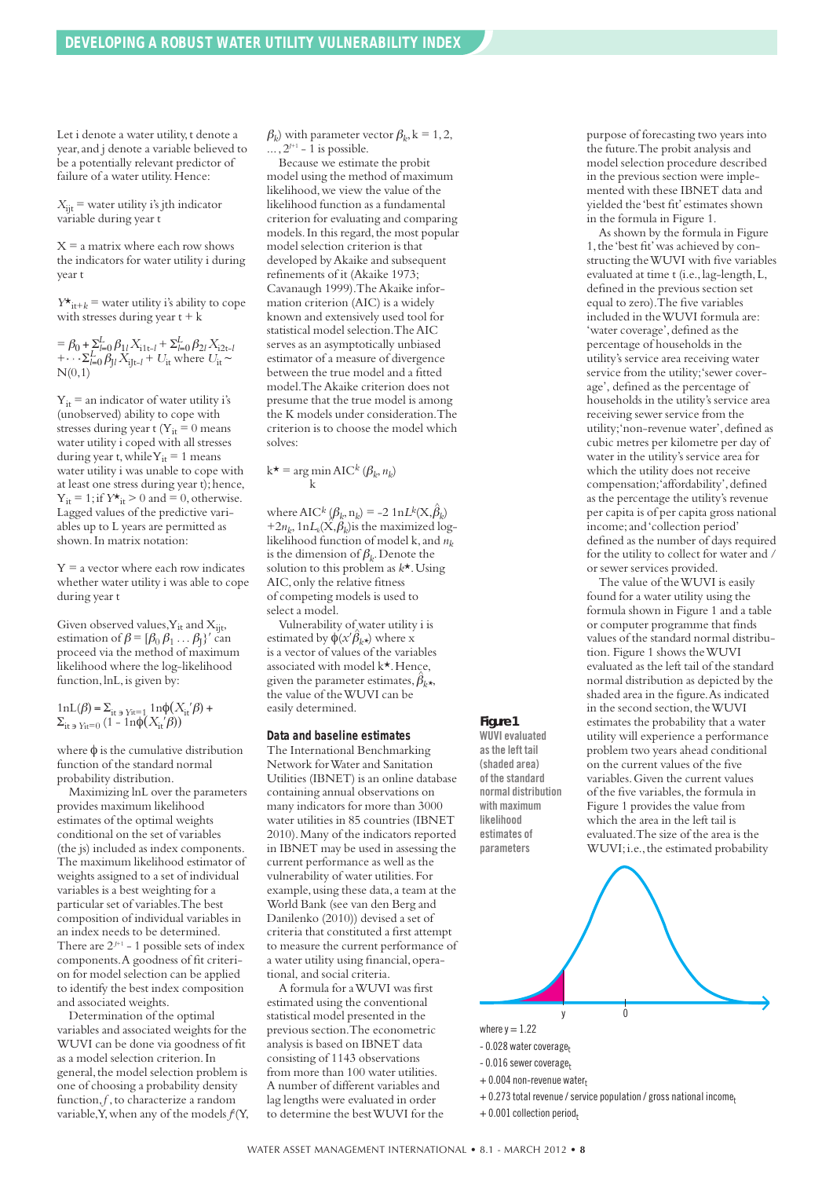Let i denote a water utility, t denote a year, and j denote a variable believed to be a potentially relevant predictor of failure of a water utility. Hence:

$X_{ijt}$ = water utility i's jth indicator variable during year t

X = a matrix where each row shows the indicators for water utility i during year t

$Y^{\star}_{it+k}$ = water utility i's ability to cope with stresses during year t + k

$= \beta_0 + \Sigma_{l=0}^{L} \beta_{1l} X_{i1t-l} + \Sigma_{l=0}^{L} \beta_{2l} X_{i2t-l} + \cdots \Sigma_{l=0}^{L} \beta_{Jl} X_{iJt-l} + U_{it}$ where $U_{it} \sim N(0,1)$

$Y_{it}$ = an indicator of water utility i's (unobserved) ability to cope with stresses during year t ($Y_{it} = 0$ means water utility i coped with all stresses during year t, while $Y_{it} = 1$ means water utility i was unable to cope with at least one stress during year t); hence, $Y_{it} = 1$; if $Y^{\star}_{it} > 0$ and = 0, otherwise. Lagged values of the predictive variables up to L years are permitted as shown. In matrix notation:

Y = a vector where each row indicates whether water utility i was able to cope during year t

Given observed values, $Y_{it}$ and $X_{ijt}$, estimation of $\beta = [\beta_0\, \beta_1 \ldots \beta_J]'$ can proceed via the method of maximum likelihood where the log-likelihood function, lnL, is given by:

$$\ln L(\beta) = \Sigma_{it \ni Y_{it}=1} \ln\phi(X_{it}'\beta) + \Sigma_{it \ni Y_{it}=0} (1 - \ln\phi(X_{it}'\beta))$$

where $\phi$ is the cumulative distribution function of the standard normal probability distribution.

Maximizing lnL over the parameters provides maximum likelihood estimates of the optimal weights conditional on the set of variables (the js) included as index components. The maximum likelihood estimator of weights assigned to a set of individual variables is a best weighting for a particular set of variables. The best composition of individual variables in an index needs to be determined. There are $2^{J+1} - 1$ possible sets of index components. A goodness of fit criterion for model selection can be applied to identify the best index composition and associated weights.

Determination of the optimal variables and associated weights for the WUVI can be done via goodness of fit as a model selection criterion. In general, the model selection problem is one of choosing a probability density function, $f$, to characterize a random variable, Y, when any of the models $f^k(Y, \beta_k)$ with parameter vector $\beta_k$, k = 1, 2, ..., $2^{J+1} - 1$ is possible.

Because we estimate the probit model using the method of maximum likelihood, we view the value of the likelihood function as a fundamental criterion for evaluating and comparing models. In this regard, the most popular model selection criterion is that developed by Akaike and subsequent refinements of it (Akaike 1973; Cavanaugh 1999). The Akaike information criterion (AIC) is a widely known and extensively used tool for statistical model selection. The AIC serves as an asymptotically unbiased estimator of a measure of divergence between the true model and a fitted model. The Akaike criterion does not presume that the true model is among the K models under consideration. The criterion is to choose the model which solves:

$$k^{\star} = \arg\min_{k} AIC^k (\beta_k, n_k)$$

where $AIC^k(\beta_k, n_k) = -2\ 1nL^k(X, \hat{\beta}_k) + 2n_k$, $1nL_k(X, \hat{\beta}_k)$ is the maximized log-likelihood function of model k, and $n_k$ is the dimension of $\beta_k$. Denote the solution to this problem as $k^{\star}$. Using AIC, only the relative fitness of competing models is used to select a model.

Vulnerability of water utility i is estimated by $\phi(x'\hat{\beta}_{k^{\star}})$ where x is a vector of values of the variables associated with model $k^{\star}$. Hence, given the parameter estimates, $\hat{\beta}_{k^{\star}}$, the value of the WUVI can be easily determined.

### Data and baseline estimates

The International Benchmarking Network for Water and Sanitation Utilities (IBNET) is an online database containing annual observations on many indicators for more than 3000 water utilities in 85 countries (IBNET 2010). Many of the indicators reported in IBNET may be used in assessing the current performance as well as the vulnerability of water utilities. For example, using these data, a team at the World Bank (see van den Berg and Danilenko (2010)) devised a set of criteria that constituted a first attempt to measure the current performance of a water utility using financial, operational, and social criteria.

A formula for a WUVI was first estimated using the conventional statistical model presented in the previous section. The econometric analysis is based on IBNET data consisting of 1143 observations from more than 100 water utilities. A number of different variables and lag lengths were evaluated in order to determine the best WUVI for the purpose of forecasting two years into the future. The probit analysis and model selection procedure described in the previous section were implemented with these IBNET data and yielded the 'best fit' estimates shown in the formula in Figure 1.

As shown by the formula in Figure 1, the 'best fit' was achieved by constructing the WUVI with five variables evaluated at time t (i.e., lag-length, L, defined in the previous section set equal to zero). The five variables included in the WUVI formula are: 'water coverage', defined as the percentage of households in the utility's service area receiving water service from the utility; 'sewer coverage', defined as the percentage of households in the utility's service area receiving sewer service from the utility; 'non-revenue water', defined as cubic metres per kilometre per day of water in the utility's service area for which the utility does not receive compensation; 'affordability', defined as the percentage the utility's revenue per capita is of per capita gross national income; and 'collection period' defined as the number of days required for the utility to collect for water and / or sewer services provided.

The value of the WUVI is easily found for a water utility using the formula shown in Figure 1 and a table or computer programme that finds values of the standard normal distribution. Figure 1 shows the WUVI evaluated as the left tail of the standard normal distribution as depicted by the shaded area in the figure. As indicated in the second section, the WUVI estimates the probability that a water utility will experience a performance problem two years ahead conditional on the current values of the five variables. Given the current values of the five variables, the formula in Figure 1 provides the value from which the area in the left tail is evaluated. The size of the area is the WUVI; i.e., the estimated probability

**Figure 1** WUVI evaluated as the left tail (shaded area) of the standard normal distribution with maximum likelihood estimates of parameters

where y = 1.22
- 0.028 water coverage$_t$
- 0.016 sewer coverage$_t$
+ 0.004 non-revenue water$_t$
+ 0.273 total revenue / service population / gross national income$_t$
+ 0.001 collection period$_t$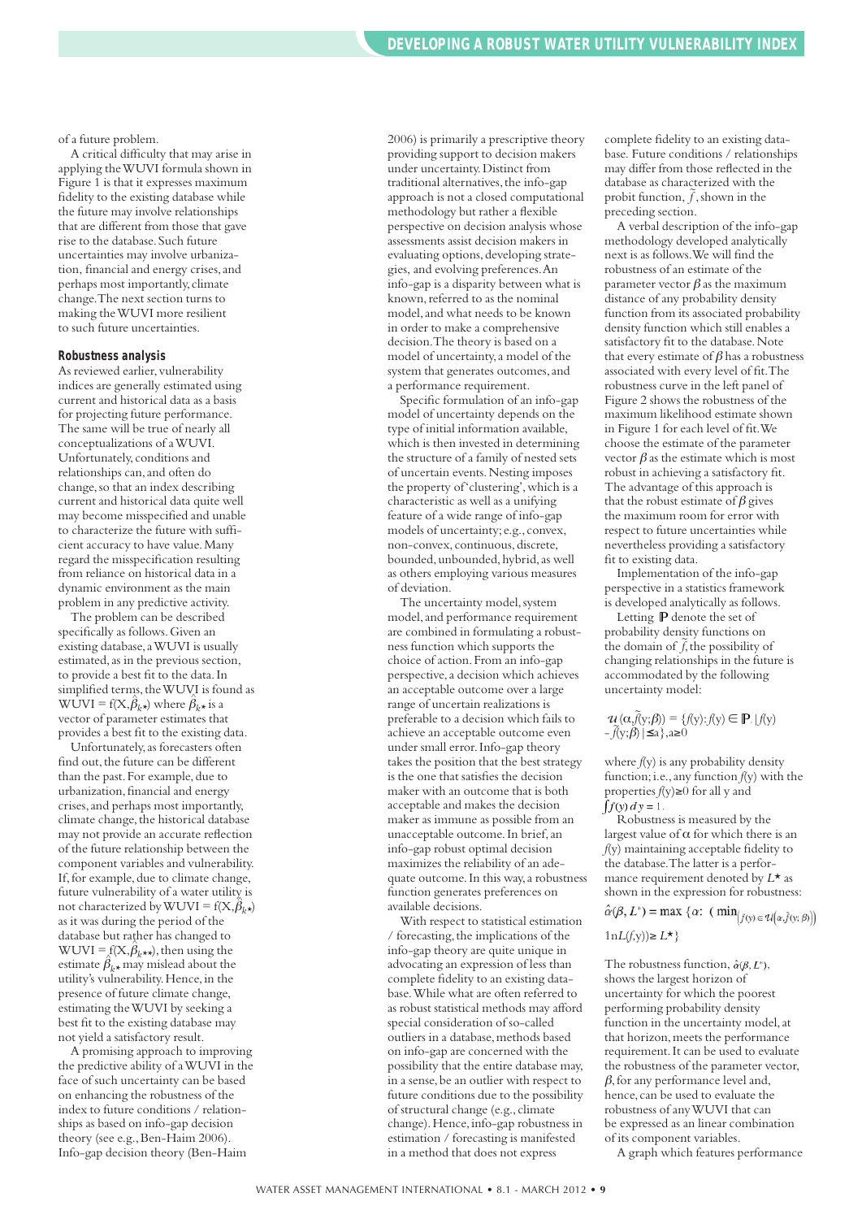of a future problem.

A critical difficulty that may arise in applying the WUVI formula shown in Figure 1 is that it expresses maximum fidelity to the existing database while the future may involve relationships that are different from those that gave rise to the database. Such future uncertainties may involve urbanization, financial and energy crises, and perhaps most importantly, climate change. The next section turns to making the WUVI more resilient to such future uncertainties.

### Robustness analysis

As reviewed earlier, vulnerability indices are generally estimated using current and historical data as a basis for projecting future performance. The same will be true of nearly all conceptualizations of a WUVI. Unfortunately, conditions and relationships can, and often do change, so that an index describing current and historical data quite well may become misspecified and unable to characterize the future with sufficient accuracy to have value. Many regard the misspecification resulting from reliance on historical data in a dynamic environment as the main problem in any predictive activity.

The problem can be described specifically as follows. Given an existing database, a WUVI is usually estimated, as in the previous section, to provide a best fit to the data. In simplified terms, the WUVI is found as WUVI = f(X, $\hat{\beta}_{k\star}$) where $\hat{\beta}_{k\star}$ is a vector of parameter estimates that provides a best fit to the existing data.

Unfortunately, as forecasters often find out, the future can be different than the past. For example, due to urbanization, financial and energy crises, and perhaps most importantly, climate change, the historical database may not provide an accurate reflection of the future relationship between the component variables and vulnerability. If, for example, due to climate change, future vulnerability of a water utility is not characterized by WUVI = f(X, $\hat{\beta}_{k\star}$) as it was during the period of the database but rather has changed to WUVI = f(X, $\hat{\beta}_{k\star\star}$), then using the estimate $\hat{\beta}_{k\star}$ may mislead about the utility's vulnerability. Hence, in the presence of future climate change, estimating the WUVI by seeking a best fit to the existing database may not yield a satisfactory result.

A promising approach to improving the predictive ability of a WUVI in the face of such uncertainty can be based on enhancing the robustness of the index to future conditions / relationships as based on info-gap decision theory (see e.g., Ben-Haim 2006). Info-gap decision theory (Ben-Haim 2006) is primarily a prescriptive theory providing support to decision makers under uncertainty. Distinct from traditional alternatives, the info-gap approach is not a closed computational methodology but rather a flexible perspective on decision analysis whose assessments assist decision makers in evaluating options, developing strategies, and evolving preferences. An info-gap is a disparity between what is known, referred to as the nominal model, and what needs to be known in order to make a comprehensive decision. The theory is based on a model of uncertainty, a model of the system that generates outcomes, and a performance requirement.

Specific formulation of an info-gap model of uncertainty depends on the type of initial information available, which is then invested in determining the structure of a family of nested sets of uncertain events. Nesting imposes the property of 'clustering', which is a characteristic as well as a unifying feature of a wide range of info-gap models of uncertainty; e.g., convex, non-convex, continuous, discrete, bounded, unbounded, hybrid, as well as others employing various measures of deviation.

The uncertainty model, system model, and performance requirement are combined in formulating a robustness function which supports the choice of action. From an info-gap perspective, a decision which achieves an acceptable outcome over a large range of uncertain realizations is preferable to a decision which fails to achieve an acceptable outcome even under small error. Info-gap theory takes the position that the best strategy is the one that satisfies the decision maker with an outcome that is both acceptable and makes the decision maker as immune as possible from an unacceptable outcome. In brief, an info-gap robust optimal decision maximizes the reliability of an adequate outcome. In this way, a robustness function generates preferences on available decisions.

With respect to statistical estimation / forecasting, the implications of the info-gap theory are quite unique in advocating an expression of less than complete fidelity to an existing database. While what are often referred to as robust statistical methods may afford special consideration of so-called outliers in a database, methods based on info-gap are concerned with the possibility that the entire database may, in a sense, be an outlier with respect to future conditions due to the possibility of structural change (e.g., climate change). Hence, info-gap robustness in estimation / forecasting is manifested in a method that does not express complete fidelity to an existing database. Future conditions / relationships may differ from those reflected in the database as characterized with the probit function, $\tilde{f}$, shown in the preceding section.

A verbal description of the info-gap methodology developed analytically next is as follows. We will find the robustness of an estimate of the parameter vector $\beta$ as the maximum distance of any probability density function from its associated probability density function which still enables a satisfactory fit to the database. Note that every estimate of $\beta$ has a robustness associated with every level of fit. The robustness curve in the left panel of Figure 2 shows the robustness of the maximum likelihood estimate shown in Figure 1 for each level of fit. We choose the estimate of the parameter vector $\beta$ as the estimate which is most robust in achieving a satisfactory fit. The advantage of this approach is that the robust estimate of $\beta$ gives the maximum room for error with respect to future uncertainties while nevertheless providing a satisfactory fit to existing data.

Implementation of the info-gap perspective in a statistics framework is developed analytically as follows.

Letting $\mathbb{P}$ denote the set of probability density functions on the domain of $\tilde{f}$, the possibility of changing relationships in the future is accommodated by the following uncertainty model:

$$\mathcal{U}(\alpha, \tilde{f}(y;\beta)) = \{f(y) : f(y) \in \mathbb{P} \mid |f(y) - \tilde{f}(y;\beta)| \leq \alpha\}, \alpha \geq 0$$

where $f(y)$ is any probability density function; i.e., any function $f(y)$ with the properties $f(y) \geq 0$ for all y and $\int f(y)\, dy = 1$.

Robustness is measured by the largest value of $\alpha$ for which there is an $f(y)$ maintaining acceptable fidelity to the database. The latter is a performance requirement denoted by $L^\star$ as shown in the expression for robustness:

$$\hat{\alpha}(\beta, L^\star) = \max\{\alpha : (\min_{f(y) \in \mathcal{U}(\alpha, \tilde{f}(y;\beta))} \ln L(f, y)) \geq L^\star\}$$

The robustness function, $\hat{\alpha}(\beta, L^\star)$, shows the largest horizon of uncertainty for which the poorest performing probability density function in the uncertainty model, at that horizon, meets the performance requirement. It can be used to evaluate the robustness of the parameter vector, $\beta$, for any performance level and, hence, can be used to evaluate the robustness of any WUVI that can be expressed as an linear combination of its component variables.

A graph which features performance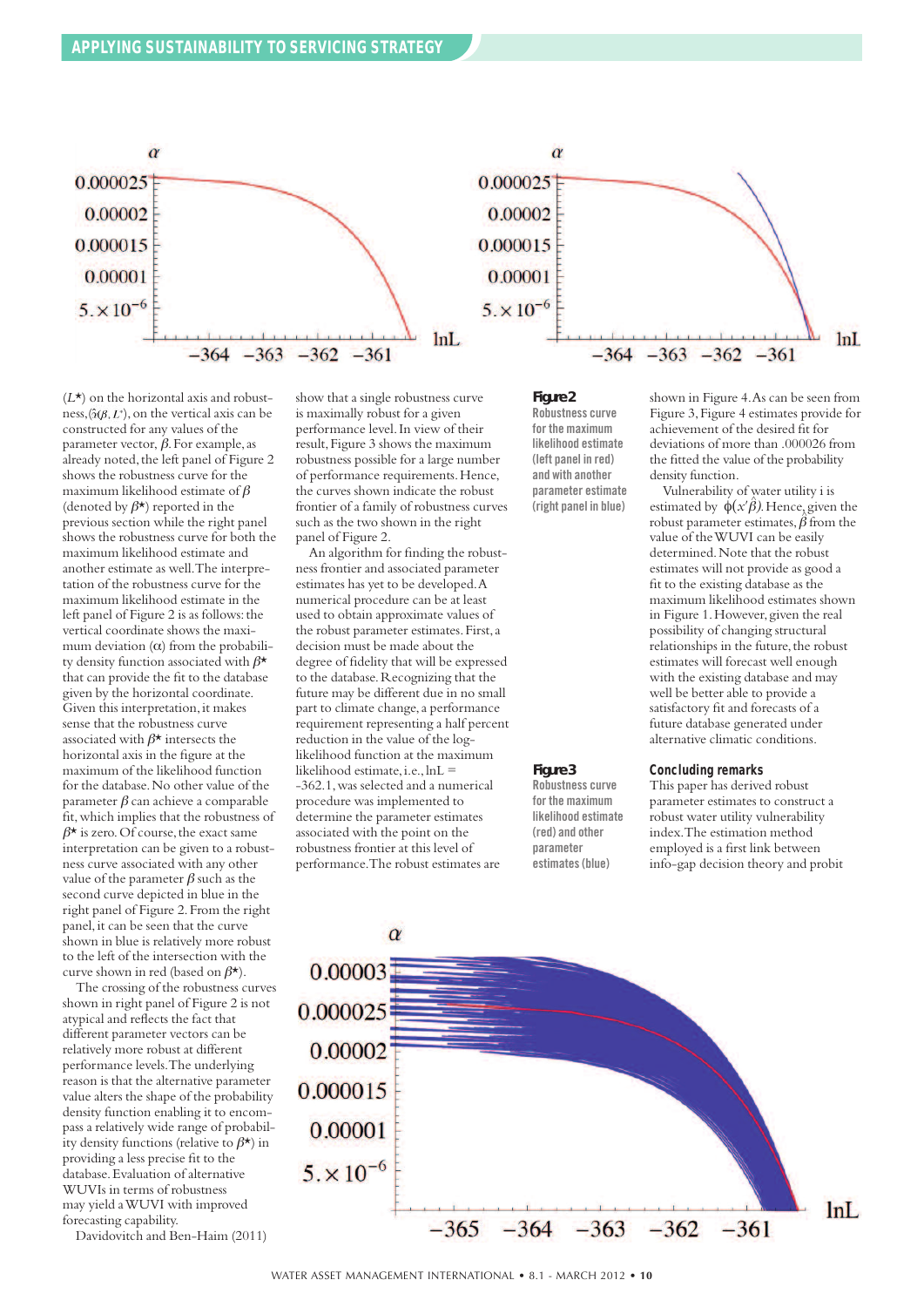($L^\star$) on the horizontal axis and robustness, $\hat{\alpha}(\beta, L^\star)$, on the vertical axis can be constructed for any values of the parameter vector, $\beta$. For example, as already noted, the left panel of Figure 2 shows the robustness curve for the maximum likelihood estimate of $\beta$ (denoted by $\beta^\star$) reported in the previous section while the right panel shows the robustness curve for both the maximum likelihood estimate and another estimate as well. The interpretation of the robustness curve for the maximum likelihood estimate in the left panel of Figure 2 is as follows: the vertical coordinate shows the maximum deviation (α) from the probability density function associated with $\beta^\star$ that can provide the fit to the database given by the horizontal coordinate. Given this interpretation, it makes sense that the robustness curve associated with $\beta^\star$ intersects the horizontal axis in the figure at the maximum of the likelihood function for the database. No other value of the parameter $\beta$ can achieve a comparable fit, which implies that the robustness of $\beta^\star$ is zero. Of course, the exact same interpretation can be given to a robustness curve associated with any other value of the parameter $\beta$ such as the second curve depicted in blue in the right panel of Figure 2. From the right panel, it can be seen that the curve shown in blue is relatively more robust to the left of the intersection with the curve shown in red (based on $\beta^\star$).

The crossing of the robustness curves shown in right panel of Figure 2 is not atypical and reflects the fact that different parameter vectors can be relatively more robust at different performance levels. The underlying reason is that the alternative parameter value alters the shape of the probability density function enabling it to encompass a relatively wide range of probability density functions (relative to $\beta^\star$) in providing a less precise fit to the database. Evaluation of alternative WUVIs in terms of robustness may yield a WUVI with improved forecasting capability.

Davidovitch and Ben-Haim (2011) show that a single robustness curve is maximally robust for a given performance level. In view of their result, Figure 3 shows the maximum robustness possible for a large number of performance requirements. Hence, the curves shown indicate the robust frontier of a family of robustness curves such as the two shown in the right panel of Figure 2.

An algorithm for finding the robustness frontier and associated parameter estimates has yet to be developed. A numerical procedure can be at least used to obtain approximate values of the robust parameter estimates. First, a decision must be made about the degree of fidelity that will be expressed to the database. Recognizing that the future may be different due in no small part to climate change, a performance requirement representing a half percent reduction in the value of the log-likelihood function at the maximum likelihood estimate, i.e., lnL = -362.1, was selected and a numerical procedure was implemented to determine the parameter estimates associated with the point on the robustness frontier at this level of performance. The robust estimates are shown in Figure 4. As can be seen from Figure 3, Figure 4 estimates provide for achievement of the desired fit for deviations of more than .000026 from the fitted the value of the probability density function.

**Figure 2** Robustness curve for the maximum likelihood estimate (left panel in red) and with another parameter estimate (right panel in blue)

**Figure 3** Robustness curve for the maximum likelihood estimate (red) and other parameter estimates (blue)

Vulnerability of water utility i is estimated by $\phi(x'\hat{\beta})$. Hence, given the robust parameter estimates, $\hat{\beta}$ from the value of the WUVI can be easily determined. Note that the robust estimates will not provide as good a fit to the existing database as the maximum likelihood estimates shown in Figure 1. However, given the real possibility of changing structural relationships in the future, the robust estimates will forecast well enough with the existing database and may well be better able to provide a satisfactory fit and forecasts of a future database generated under alternative climatic conditions.

## Concluding remarks

This paper has derived robust parameter estimates to construct a robust water utility vulnerability index. The estimation method employed is a first link between info-gap decision theory and probit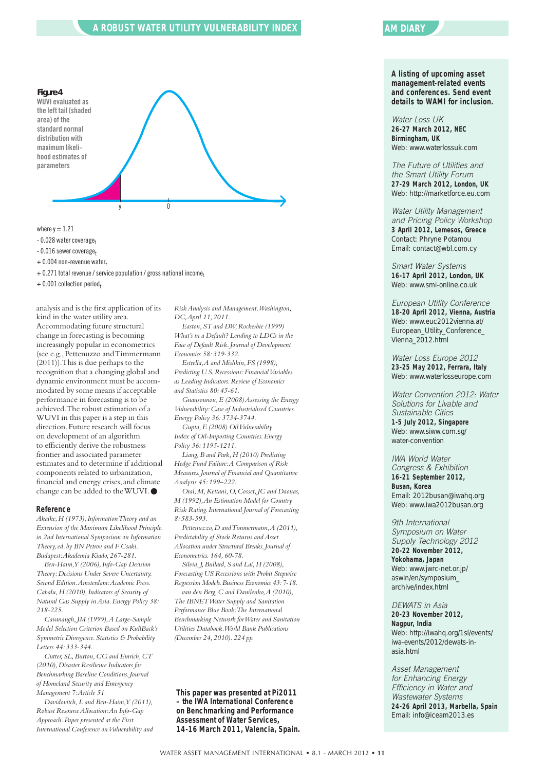**Figure 4**
WUVI evaluated as the left tail (shaded area) of the standard normal distribution with maximum likelihood estimates of parameters

where $y = 1.21$

$- 0.028$ water coverage$_t$

$- 0.016$ sewer coverage$_t$

$+ 0.004$ non-revenue water$_t$

$+ 0.271$ total revenue / service population / gross national income$_t$

$+ 0.001$ collection period$_t$

analysis and is the first application of its kind in the water utility area. Accommodating future structural change in forecasting is becoming increasingly popular in econometrics (see e.g., Pettenuzzo and Timmermann (2011)). This is due perhaps to the recognition that a changing global and dynamic environment must be accommodated by some means if acceptable performance in forecasting is to be achieved. The robust estimation of a WUVI in this paper is a step in this direction. Future research will focus on development of an algorithm to efficiently derive the robustness frontier and associated parameter estimates and to determine if additional components related to urbanization, financial and energy crises, and climate change can be added to the WUVI. ●

## Reference

*Akaike, H (1973), Information Theory and an Extension of the Maximum Likelihood Principle. in 2nd International Symposium on Information Theory, ed. by BN Petrov and F Csaki. Budapest: Akademia Kiado, 267-281.*

*Ben-Haim, Y (2006), Info-Gap Decision Theory: Decisions Under Severe Uncertainty. Second Edition. Amsterdam: Academic Press.*

*Cabalu, H (2010), Indicators of Security of Natural Gas Supply in Asia. Energy Policy 38: 218-225.*

*Cavanaugh, JM (1999), A Large-Sample Model Selection Criterion Based on KullBack's Symmetric Divergence. Statistics & Probability Letters 44: 333-344.*

*Cutter, SL, Burton, CG and Emrich, CT (2010), Disaster Resilience Indicators for Benchmarking Baseline Conditions. Journal of Homeland Security and Emergency Management 7: Article 51.*

*Davidovitch, L and Ben-Haim, Y (2011), Robust Resource Allocation: An Info-Gap Approach. Paper presented at the First International Conference on Vulnerability and Risk Analysis and Management. Washington, DC, April 11, 2011.*

*Easton, ST and DW, Rockerbie (1999) What's in a Default? Lending to LDCs in the Face of Default Risk. Journal of Development Economics 58: 319-332.*

*Estrella, A and Mishkin, FS (1998), Predicting U.S. Recessions: Financial Variables as Leading Indicators. Review of Economics and Statistics 80: 45-61.*

*Gnansounou, E (2008) Assessing the Energy Vulnerability: Case of Industrialised Countries. Energy Policy 36: 3734-3744.*

*Gupta, E (2008) Oil Vulnerability Index of Oil-Importing Countries. Energy Policy 36: 1195-1211.*

*Liang, B and Park, H (2010) Predicting Hedge Fund Failure: A Comparison of Risk Measures. Journal of Financial and Quantitative Analysis 45: 199–222.*

*Oral, M, Kettani, O, Cosset, JC and Daouas, M (1992), An Estimation Model for Country Risk Rating. International Journal of Forecasting 8: 583-593.*

*Pettenuzzo, D and Timmermann, A (2011), Predictability of Stock Returns and Asset Allocation under Structural Breaks. Journal of Econometrics. 164, 60-78.*

*Silvia, J, Bullard, S and Lai, H (2008), Forecasting US Recessions with Probit Stepwise Regression Models. Business Economics 43: 7-18.*

*van den Berg, C and Danilenko, A (2010), The IBNET Water Supply and Sanitation Performance Blue Book: The International Benchmarking Network for Water and Sanitation Utilities Databook. World Bank Publications (December 24, 2010). 224 pp.*

**This paper was presented at Pi2011 – the IWA International Conference on Benchmarking and Performance Assessment of Water Services, 14-16 March 2011, Valencia, Spain.**

## AM DIARY

**A listing of upcoming asset management-related events and conferences. Send event details to WAMI for inclusion.**

*Water Loss UK*
**26-27 March 2012, NEC Birmingham, UK**
Web: www.waterlossuk.com

*The Future of Utilities and the Smart Utility Forum*
**27-29 March 2012, London, UK**
Web: http://marketforce.eu.com

*Water Utility Management and Pricing Policy Workshop*
**3 April 2012, Lemesos, Greece**
Contact: Phryne Potamou
Email: contact@wbl.com.cy

*Smart Water Systems*
**16-17 April 2012, London, UK**
Web: www.smi-online.co.uk

*European Utility Conference*
**18-20 April 2012, Vienna, Austria**
Web: www.euc2012vienna.at/European_Utility_Conference_Vienna_2012.html

*Water Loss Europe 2012*
**23-25 May 2012, Ferrara, Italy**
Web: www.waterlosseurope.com

*Water Convention 2012: Water Solutions for Livable and Sustainable Cities*
**1-5 July 2012, Singapore**
Web: www.siww.com.sg/water-convention

*IWA World Water Congress & Exhibition*
**16-21 September 2012, Busan, Korea**
Email: 2012busan@iwahq.org
Web: www.iwa2012busan.org

*9th International Symposium on Water Supply Technology 2012*
**20-22 November 2012, Yokohama, Japan**
Web: www.jwrc-net.or.jp/aswin/en/symposium_archive/index.html

*DEWATS in Asia*
**20-23 November 2012, Nagpur, India**
Web: http://iwahq.org/1sl/events/iwa-events/2012/dewats-in-asia.html

*Asset Management for Enhancing Energy Efficiency in Water and Wastewater Systems*
**24-26 April 2013, Marbella, Spain**
Email: info@iceam2013.es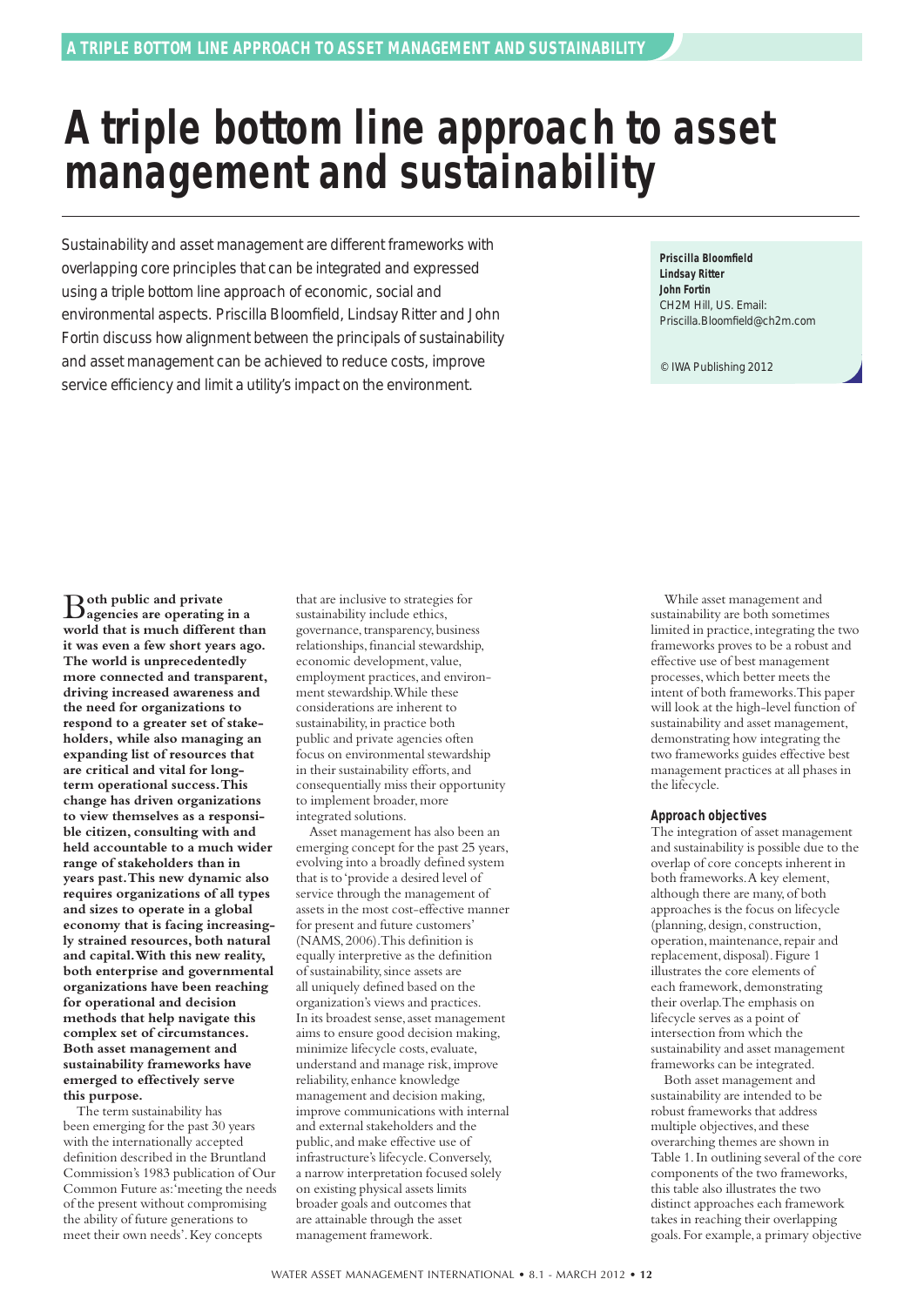# A triple bottom line approach to asset management and sustainability

Sustainability and asset management are different frameworks with overlapping core principles that can be integrated and expressed using a triple bottom line approach of economic, social and environmental aspects. Priscilla Bloomfield, Lindsay Ritter and John Fortin discuss how alignment between the principals of sustainability and asset management can be achieved to reduce costs, improve service efficiency and limit a utility's impact on the environment.

**Priscilla Bloomfield**
**Lindsay Ritter**
**John Fortin**
CH2M Hill, US. Email: Priscilla.Bloomfield@ch2m.com

© IWA Publishing 2012

**Both public and private agencies are operating in a world that is much different than it was even a few short years ago. The world is unprecedentedly more connected and transparent, driving increased awareness and the need for organizations to respond to a greater set of stakeholders, while also managing an expanding list of resources that are critical and vital for long-term operational success. This change has driven organizations to view themselves as a responsible citizen, consulting with and held accountable to a much wider range of stakeholders than in years past. This new dynamic also requires organizations of all types and sizes to operate in a global economy that is facing increasingly strained resources, both natural and capital. With this new reality, both enterprise and governmental organizations have been reaching for operational and decision methods that help navigate this complex set of circumstances. Both asset management and sustainability frameworks have emerged to effectively serve this purpose.**

The term sustainability has been emerging for the past 30 years with the internationally accepted definition described in the Bruntland Commission's 1983 publication of Our Common Future as: 'meeting the needs of the present without compromising the ability of future generations to meet their own needs'. Key concepts that are inclusive to strategies for sustainability include ethics, governance, transparency, business relationships, financial stewardship, economic development, value, employment practices, and environment stewardship. While these considerations are inherent to sustainability, in practice both public and private agencies often focus on environmental stewardship in their sustainability efforts, and consequentially miss their opportunity to implement broader, more integrated solutions.

Asset management has also been an emerging concept for the past 25 years, evolving into a broadly defined system that is to 'provide a desired level of service through the management of assets in the most cost-effective manner for present and future customers' (NAMS, 2006). This definition is equally interpretive as the definition of sustainability, since assets are all uniquely defined based on the organization's views and practices. In its broadest sense, asset management aims to ensure good decision making, minimize lifecycle costs, evaluate, understand and manage risk, improve reliability, enhance knowledge management and decision making, improve communications with internal and external stakeholders and the public, and make effective use of infrastructure's lifecycle. Conversely, a narrow interpretation focused solely on existing physical assets limits broader goals and outcomes that are attainable through the asset management framework.

While asset management and sustainability are both sometimes limited in practice, integrating the two frameworks proves to be a robust and effective use of best management processes, which better meets the intent of both frameworks. This paper will look at the high-level function of sustainability and asset management, demonstrating how integrating the two frameworks guides effective best management practices at all phases in the lifecycle.

## Approach objectives

The integration of asset management and sustainability is possible due to the overlap of core concepts inherent in both frameworks. A key element, although there are many, of both approaches is the focus on lifecycle (planning, design, construction, operation, maintenance, repair and replacement, disposal). Figure 1 illustrates the core elements of each framework, demonstrating their overlap. The emphasis on lifecycle serves as a point of intersection from which the sustainability and asset management frameworks can be integrated.

Both asset management and sustainability are intended to be robust frameworks that address multiple objectives, and these overarching themes are shown in Table 1. In outlining several of the core components of the two frameworks, this table also illustrates the two distinct approaches each framework takes in reaching their overlapping goals. For example, a primary objective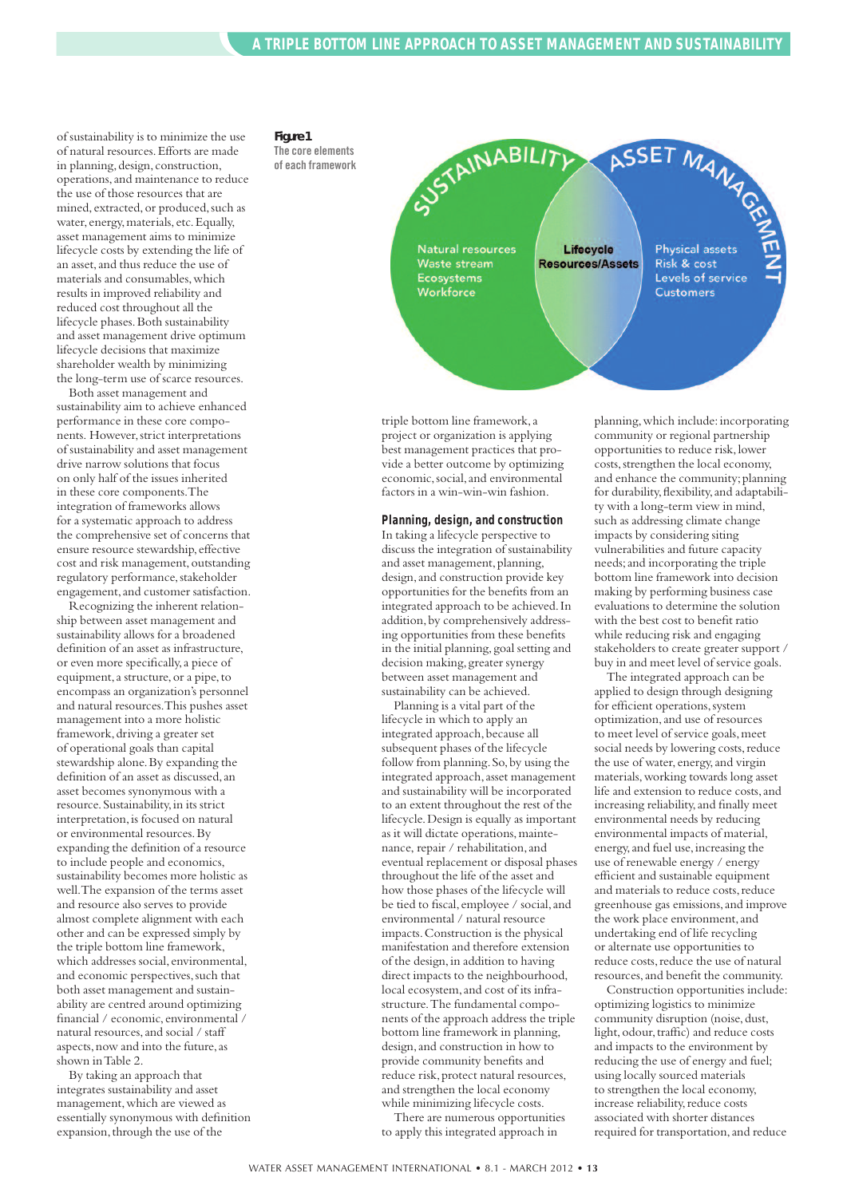of sustainability is to minimize the use of natural resources. Efforts are made in planning, design, construction, operations, and maintenance to reduce the use of those resources that are mined, extracted, or produced, such as water, energy, materials, etc. Equally, asset management aims to minimize lifecycle costs by extending the life of an asset, and thus reduce the use of materials and consumables, which results in improved reliability and reduced cost throughout all the lifecycle phases. Both sustainability and asset management drive optimum lifecycle decisions that maximize shareholder wealth by minimizing the long-term use of scarce resources.

Both asset management and sustainability aim to achieve enhanced performance in these core components. However, strict interpretations of sustainability and asset management drive narrow solutions that focus on only half of the issues inherited in these core components. The integration of frameworks allows for a systematic approach to address the comprehensive set of concerns that ensure resource stewardship, effective cost and risk management, outstanding regulatory performance, stakeholder engagement, and customer satisfaction.

Recognizing the inherent relationship between asset management and sustainability allows for a broadened definition of an asset as infrastructure, or even more specifically, a piece of equipment, a structure, or a pipe, to encompass an organization's personnel and natural resources. This pushes asset management into a more holistic framework, driving a greater set of operational goals than capital stewardship alone. By expanding the definition of an asset as discussed, an asset becomes synonymous with a resource. Sustainability, in its strict interpretation, is focused on natural or environmental resources. By expanding the definition of a resource to include people and economics, sustainability becomes more holistic as well. The expansion of the terms asset and resource also serves to provide almost complete alignment with each other and can be expressed simply by the triple bottom line framework, which addresses social, environmental, and economic perspectives, such that both asset management and sustainability are centred around optimizing financial / economic, environmental / natural resources, and social / staff aspects, now and into the future, as shown in Table 2.

By taking an approach that integrates sustainability and asset management, which are viewed as essentially synonymous with definition expansion, through the use of the triple bottom line framework, a project or organization is applying best management practices that provide a better outcome by optimizing economic, social, and environmental factors in a win-win-win fashion.

**Figure 1**
The core elements of each framework

| Sustainability | Lifecycle | Asset Management |
|---|---|---|
| Natural resources | Resources/Assets | Physical assets |
| Waste stream | | Risk & cost |
| Ecosystems | | Levels of service |
| Workforce | | Customers |

### Planning, design, and construction

In taking a lifecycle perspective to discuss the integration of sustainability and asset management, planning, design, and construction provide key opportunities for the benefits from an integrated approach to be achieved. In addition, by comprehensively addressing opportunities from these benefits in the initial planning, goal setting and decision making, greater synergy between asset management and sustainability can be achieved.

Planning is a vital part of the lifecycle in which to apply an integrated approach, because all subsequent phases of the lifecycle follow from planning. So, by using the integrated approach, asset management and sustainability will be incorporated to an extent throughout the rest of the lifecycle. Design is equally as important as it will dictate operations, maintenance, repair / rehabilitation, and eventual replacement or disposal phases throughout the life of the asset and how those phases of the lifecycle will be tied to fiscal, employee / social, and environmental / natural resource impacts. Construction is the physical manifestation and therefore extension of the design, in addition to having direct impacts to the neighbourhood, local ecosystem, and cost of its infrastructure. The fundamental components of the approach address the triple bottom line framework in planning, design, and construction in how to provide community benefits and reduce risk, protect natural resources, and strengthen the local economy while minimizing lifecycle costs.

There are numerous opportunities to apply this integrated approach in planning, which include: incorporating community or regional partnership opportunities to reduce risk, lower costs, strengthen the local economy, and enhance the community; planning for durability, flexibility, and adaptability with a long-term view in mind, such as addressing climate change impacts by considering siting vulnerabilities and future capacity needs; and incorporating the triple bottom line framework into decision making by performing business case evaluations to determine the solution with the best cost to benefit ratio while reducing risk and engaging stakeholders to create greater support / buy in and meet level of service goals.

The integrated approach can be applied to design through designing for efficient operations, system optimization, and use of resources to meet level of service goals, meet social needs by lowering costs, reduce the use of water, energy, and virgin materials, working towards long asset life and extension to reduce costs, and increasing reliability, and finally meet environmental needs by reducing environmental impacts of material, energy, and fuel use, increasing the use of renewable energy / energy efficient and sustainable equipment and materials to reduce costs, reduce greenhouse gas emissions, and improve the work place environment, and undertaking end of life recycling or alternate use opportunities to reduce costs, reduce the use of natural resources, and benefit the community.

Construction opportunities include: optimizing logistics to minimize community disruption (noise, dust, light, odour, traffic) and reduce costs and impacts to the environment by reducing the use of energy and fuel; using locally sourced materials to strengthen the local economy, increase reliability, reduce costs associated with shorter distances required for transportation, and reduce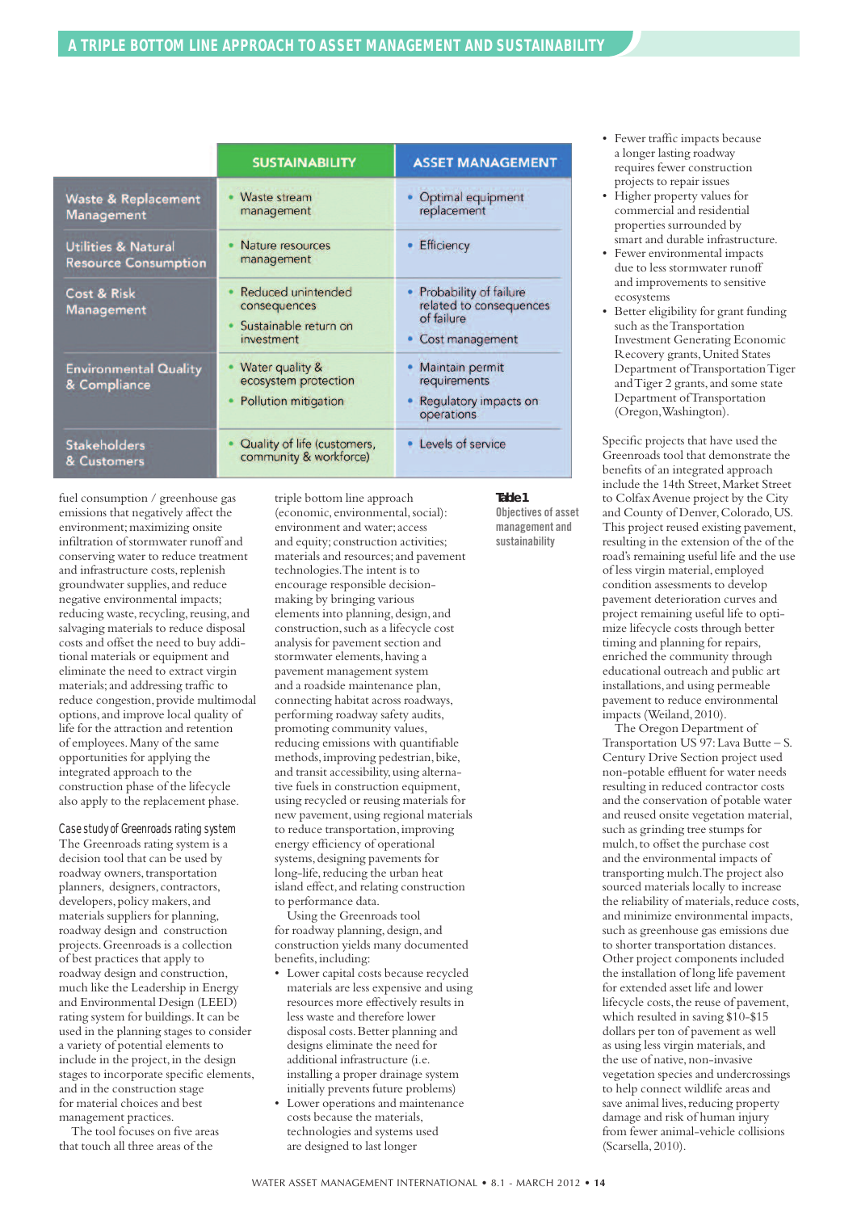|  | SUSTAINABILITY | ASSET MANAGEMENT |
|---|---|---|
| Waste & Replacement Management | • Waste stream management | • Optimal equipment replacement |
| Utilities & Natural Resource Consumption | • Nature resources management | • Efficiency |
| Cost & Risk Management | • Reduced unintended consequences<br>• Sustainable return on investment | • Probability of failure related to consequences of failure<br>• Cost management |
| Environmental Quality & Compliance | • Water quality & ecosystem protection<br>• Pollution mitigation | • Maintain permit requirements<br>• Regulatory impacts on operations |
| Stakeholders & Customers | • Quality of life (customers, community & workforce) | • Levels of service |

**Table 1**
Objectives of asset management and sustainability

fuel consumption / greenhouse gas emissions that negatively affect the environment; maximizing onsite infiltration of stormwater runoff and conserving water to reduce treatment and infrastructure costs, replenish groundwater supplies, and reduce negative environmental impacts; reducing waste, recycling, reusing, and salvaging materials to reduce disposal costs and offset the need to buy additional materials or equipment and eliminate the need to extract virgin materials; and addressing traffic to reduce congestion, provide multimodal options, and improve local quality of life for the attraction and retention of employees. Many of the same opportunities for applying the integrated approach to the construction phase of the lifecycle also apply to the replacement phase.

## Case study of Greenroads rating system

The Greenroads rating system is a decision tool that can be used by roadway owners, transportation planners, designers, contractors, developers, policy makers, and materials suppliers for planning, roadway design and construction projects. Greenroads is a collection of best practices that apply to roadway design and construction, much like the Leadership in Energy and Environmental Design (LEED) rating system for buildings. It can be used in the planning stages to consider a variety of potential elements to include in the project, in the design stages to incorporate specific elements, and in the construction stage for material choices and best management practices.

The tool focuses on five areas that touch all three areas of the triple bottom line approach (economic, environmental, social): environment and water; access and equity; construction activities; materials and resources; and pavement technologies. The intent is to encourage responsible decision-making by bringing various elements into planning, design, and construction, such as a lifecycle cost analysis for pavement section and stormwater elements, having a pavement management system and a roadside maintenance plan, connecting habitat across roadways, performing roadway safety audits, promoting community values, reducing emissions with quantifiable methods, improving pedestrian, bike, and transit accessibility, using alternative fuels in construction equipment, using recycled or reusing materials for new pavement, using regional materials to reduce transportation, improving energy efficiency of operational systems, designing pavements for long-life, reducing the urban heat island effect, and relating construction to performance data.

Using the Greenroads tool for roadway planning, design, and construction yields many documented benefits, including:

- Lower capital costs because recycled materials are less expensive and using resources more effectively results in less waste and therefore lower disposal costs. Better planning and designs eliminate the need for additional infrastructure (i.e. installing a proper drainage system initially prevents future problems)
- Lower operations and maintenance costs because the materials, technologies and systems used are designed to last longer
- Fewer traffic impacts because a longer lasting roadway requires fewer construction projects to repair issues
- Higher property values for commercial and residential properties surrounded by smart and durable infrastructure.
- Fewer environmental impacts due to less stormwater runoff and improvements to sensitive ecosystems
- Better eligibility for grant funding such as the Transportation Investment Generating Economic Recovery grants, United States Department of Transportation Tiger and Tiger 2 grants, and some state Department of Transportation (Oregon, Washington).

Specific projects that have used the Greenroads tool that demonstrate the benefits of an integrated approach include the 14th Street, Market Street to Colfax Avenue project by the City and County of Denver, Colorado, US. This project reused existing pavement, resulting in the extension of the of the road's remaining useful life and the use of less virgin material, employed condition assessments to develop pavement deterioration curves and project remaining useful life to optimize lifecycle costs through better timing and planning for repairs, enriched the community through educational outreach and public art installations, and using permeable pavement to reduce environmental impacts (Weiland, 2010).

The Oregon Department of Transportation US 97: Lava Butte – S. Century Drive Section project used non-potable effluent for water needs resulting in reduced contractor costs and the conservation of potable water and reused onsite vegetation material, such as grinding tree stumps for mulch, to offset the purchase cost and the environmental impacts of transporting mulch. The project also sourced materials locally to increase the reliability of materials, reduce costs, and minimize environmental impacts, such as reduced greenhouse gas emissions due to shorter transportation distances. Other project components included the installation of long life pavement for extended asset life and lower lifecycle costs, the reuse of pavement, which resulted in saving $10-$15 dollars per ton of pavement as well as using less virgin materials, and the use of native, non-invasive vegetation species and undercrossings to help connect wildlife areas and save animal lives, reducing property damage and risk of human injury from fewer animal-vehicle collisions (Scarsella, 2010).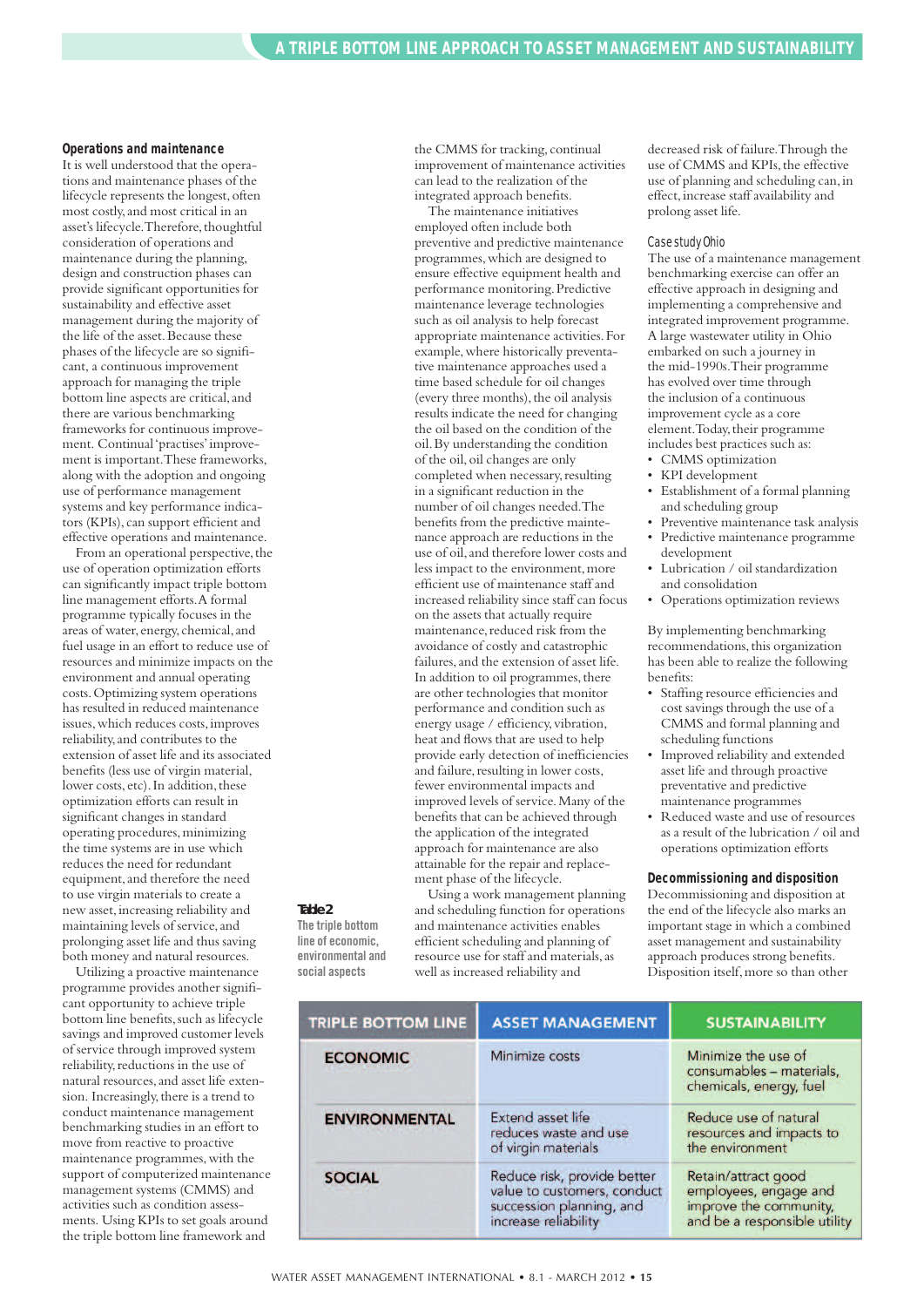## Operations and maintenance

It is well understood that the operations and maintenance phases of the lifecycle represents the longest, often most costly, and most critical in an asset's lifecycle. Therefore, thoughtful consideration of operations and maintenance during the planning, design and construction phases can provide significant opportunities for sustainability and effective asset management during the majority of the life of the asset. Because these phases of the lifecycle are so significant, a continuous improvement approach for managing the triple bottom line aspects are critical, and there are various benchmarking frameworks for continuous improvement. Continual 'practises' improvement is important. These frameworks, along with the adoption and ongoing use of performance management systems and key performance indicators (KPIs), can support efficient and effective operations and maintenance.

From an operational perspective, the use of operation optimization efforts can significantly impact triple bottom line management efforts. A formal programme typically focuses in the areas of water, energy, chemical, and fuel usage in an effort to reduce use of resources and minimize impacts on the environment and annual operating costs. Optimizing system operations has resulted in reduced maintenance issues, which reduces costs, improves reliability, and contributes to the extension of asset life and its associated benefits (less use of virgin material, lower costs, etc). In addition, these optimization efforts can result in significant changes in standard operating procedures, minimizing the time systems are in use which reduces the need for redundant equipment, and therefore the need to use virgin materials to create a new asset, increasing reliability and maintaining levels of service, and prolonging asset life and thus saving both money and natural resources.

Utilizing a proactive maintenance programme provides another significant opportunity to achieve triple bottom line benefits, such as lifecycle savings and improved customer levels of service through improved system reliability, reductions in the use of natural resources, and asset life extension. Increasingly, there is a trend to conduct maintenance management benchmarking studies in an effort to move from reactive to proactive maintenance programmes, with the support of computerized maintenance management systems (CMMS) and activities such as condition assessments. Using KPIs to set goals around the triple bottom line framework and the CMMS for tracking, continual improvement of maintenance activities can lead to the realization of the integrated approach benefits.

The maintenance initiatives employed often include both preventive and predictive maintenance programmes, which are designed to ensure effective equipment health and performance monitoring. Predictive maintenance leverage technologies such as oil analysis to help forecast appropriate maintenance activities. For example, where historically preventative maintenance approaches used a time based schedule for oil changes (every three months), the oil analysis results indicate the need for changing the oil based on the condition of the oil. By understanding the condition of the oil, oil changes are only completed when necessary, resulting in a significant reduction in the number of oil changes needed. The benefits from the predictive maintenance approach are reductions in the use of oil, and therefore lower costs and less impact to the environment, more efficient use of maintenance staff and increased reliability since staff can focus on the assets that actually require maintenance, reduced risk from the avoidance of costly and catastrophic failures, and the extension of asset life. In addition to oil programmes, there are other technologies that monitor performance and condition such as energy usage / efficiency, vibration, heat and flows that are used to help provide early detection of inefficiencies and failure, resulting in lower costs, fewer environmental impacts and improved levels of service. Many of the benefits that can be achieved through the application of the integrated approach for maintenance are also attainable for the repair and replacement phase of the lifecycle.

Using a work management planning and scheduling function for operations and maintenance activities enables efficient scheduling and planning of resource use for staff and materials, as well as increased reliability and decreased risk of failure. Through the use of CMMS and KPIs, the effective use of planning and scheduling can, in effect, increase staff availability and prolong asset life.

### Case study Ohio

The use of a maintenance management benchmarking exercise can offer an effective approach in designing and implementing a comprehensive and integrated improvement programme. A large wastewater utility in Ohio embarked on such a journey in the mid-1990s. Their programme has evolved over time through the inclusion of a continuous improvement cycle as a core element. Today, their programme includes best practices such as:

- CMMS optimization
- KPI development
- Establishment of a formal planning and scheduling group
- Preventive maintenance task analysis
- Predictive maintenance programme development
- Lubrication / oil standardization and consolidation
- Operations optimization reviews

By implementing benchmarking recommendations, this organization has been able to realize the following benefits:

- Staffing resource efficiencies and cost savings through the use of a CMMS and formal planning and scheduling functions
- Improved reliability and extended asset life and through proactive preventative and predictive maintenance programmes
- Reduced waste and use of resources as a result of the lubrication / oil and operations optimization efforts

## Decommissioning and disposition

Decommissioning and disposition at the end of the lifecycle also marks an important stage in which a combined asset management and sustainability approach produces strong benefits. Disposition itself, more so than other

**Table 2**
The triple bottom line of economic, environmental and social aspects

| TRIPLE BOTTOM LINE | ASSET MANAGEMENT | SUSTAINABILITY |
|---|---|---|
| ECONOMIC | Minimize costs | Minimize the use of consumables – materials, chemicals, energy, fuel |
| ENVIRONMENTAL | Extend asset life reduces waste and use of virgin materials | Reduce use of natural resources and impacts to the environment |
| SOCIAL | Reduce risk, provide better value to customers, conduct succession planning, and increase reliability | Retain/attract good employees, engage and improve the community, and be a responsible utility |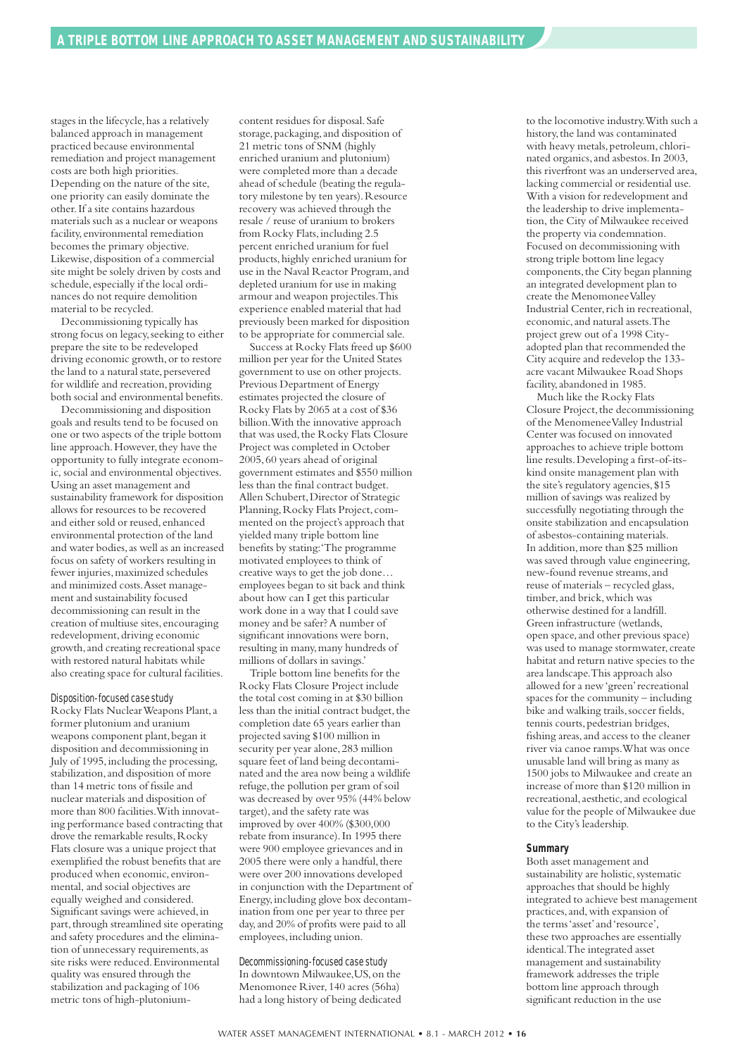stages in the lifecycle, has a relatively balanced approach in management practiced because environmental remediation and project management costs are both high priorities. Depending on the nature of the site, one priority can easily dominate the other. If a site contains hazardous materials such as a nuclear or weapons facility, environmental remediation becomes the primary objective. Likewise, disposition of a commercial site might be solely driven by costs and schedule, especially if the local ordinances do not require demolition material to be recycled.

Decommissioning typically has strong focus on legacy, seeking to either prepare the site to be redeveloped driving economic growth, or to restore the land to a natural state, persevered for wildlife and recreation, providing both social and environmental benefits.

Decommissioning and disposition goals and results tend to be focused on one or two aspects of the triple bottom line approach. However, they have the opportunity to fully integrate economic, social and environmental objectives. Using an asset management and sustainability framework for disposition allows for resources to be recovered and either sold or reused, enhanced environmental protection of the land and water bodies, as well as an increased focus on safety of workers resulting in fewer injuries, maximized schedules and minimized costs. Asset management and sustainability focused decommissioning can result in the creation of multiuse sites, encouraging redevelopment, driving economic growth, and creating recreational space with restored natural habitats while also creating space for cultural facilities.

*Disposition-focused case study*

Rocky Flats Nuclear Weapons Plant, a former plutonium and uranium weapons component plant, began it disposition and decommissioning in July of 1995, including the processing, stabilization, and disposition of more than 14 metric tons of fissile and nuclear materials and disposition of more than 800 facilities. With innovating performance based contracting that drove the remarkable results, Rocky Flats closure was a unique project that exemplified the robust benefits that are produced when economic, environmental, and social objectives are equally weighed and considered. Significant savings were achieved, in part, through streamlined site operating and safety procedures and the elimination of unnecessary requirements, as site risks were reduced. Environmental quality was ensured through the stabilization and packaging of 106 metric tons of high-plutonium-content residues for disposal. Safe storage, packaging, and disposition of 21 metric tons of SNM (highly enriched uranium and plutonium) were completed more than a decade ahead of schedule (beating the regulatory milestone by ten years). Resource recovery was achieved through the resale / reuse of uranium to brokers from Rocky Flats, including 2.5 percent enriched uranium for fuel products, highly enriched uranium for use in the Naval Reactor Program, and depleted uranium for use in making armour and weapon projectiles. This experience enabled material that had previously been marked for disposition to be appropriate for commercial sale.

Success at Rocky Flats freed up $600 million per year for the United States government to use on other projects. Previous Department of Energy estimates projected the closure of Rocky Flats by 2065 at a cost of $36 billion. With the innovative approach that was used, the Rocky Flats Closure Project was completed in October 2005, 60 years ahead of original government estimates and $550 million less than the final contract budget. Allen Schubert, Director of Strategic Planning, Rocky Flats Project, commented on the project's approach that yielded many triple bottom line benefits by stating: 'The programme motivated employees to think of creative ways to get the job done… employees began to sit back and think about how can I get this particular work done in a way that I could save money and be safer? A number of significant innovations were born, resulting in many, many hundreds of millions of dollars in savings.'

Triple bottom line benefits for the Rocky Flats Closure Project include the total cost coming in at $30 billion less than the initial contract budget, the completion date 65 years earlier than projected saving $100 million in security per year alone, 283 million square feet of land being decontaminated and the area now being a wildlife refuge, the pollution per gram of soil was decreased by over 95% (44% below target), and the safety rate was improved by over 400% ($300,000 rebate from insurance). In 1995 there were 900 employee grievances and in 2005 there were only a handful, there were over 200 innovations developed in conjunction with the Department of Energy, including glove box decontamination from one per year to three per day, and 20% of profits were paid to all employees, including union.

*Decommissioning-focused case study*

In downtown Milwaukee, US, on the Menomonee River, 140 acres (56ha) had a long history of being dedicated to the locomotive industry. With such a history, the land was contaminated with heavy metals, petroleum, chlorinated organics, and asbestos. In 2003, this riverfront was an underserved area, lacking commercial or residential use. With a vision for redevelopment and the leadership to drive implementation, the City of Milwaukee received the property via condemnation. Focused on decommissioning with strong triple bottom line legacy components, the City began planning an integrated development plan to create the Menomonee Valley Industrial Center, rich in recreational, economic, and natural assets. The project grew out of a 1998 City-adopted plan that recommended the City acquire and redevelop the 133-acre vacant Milwaukee Road Shops facility, abandoned in 1985.

Much like the Rocky Flats Closure Project, the decommissioning of the Menomonee Valley Industrial Center was focused on innovated approaches to achieve triple bottom line results. Developing a first-of-its-kind onsite management plan with the site's regulatory agencies, $15 million of savings was realized by successfully negotiating through the onsite stabilization and encapsulation of asbestos-containing materials. In addition, more than $25 million was saved through value engineering, new-found revenue streams, and reuse of materials – recycled glass, timber, and brick, which was otherwise destined for a landfill. Green infrastructure (wetlands, open space, and other previous space) was used to manage stormwater, create habitat and return native species to the area landscape. This approach also allowed for a new 'green' recreational spaces for the community – including bike and walking trails, soccer fields, tennis courts, pedestrian bridges, fishing areas, and access to the cleaner river via canoe ramps. What was once unusable land will bring as many as 1500 jobs to Milwaukee and create an increase of more than $120 million in recreational, aesthetic, and ecological value for the people of Milwaukee due to the City's leadership.

### Summary

Both asset management and sustainability are holistic, systematic approaches that should be highly integrated to achieve best management practices, and, with expansion of the terms 'asset' and 'resource', these two approaches are essentially identical. The integrated asset management and sustainability framework addresses the triple bottom line approach through significant reduction in the use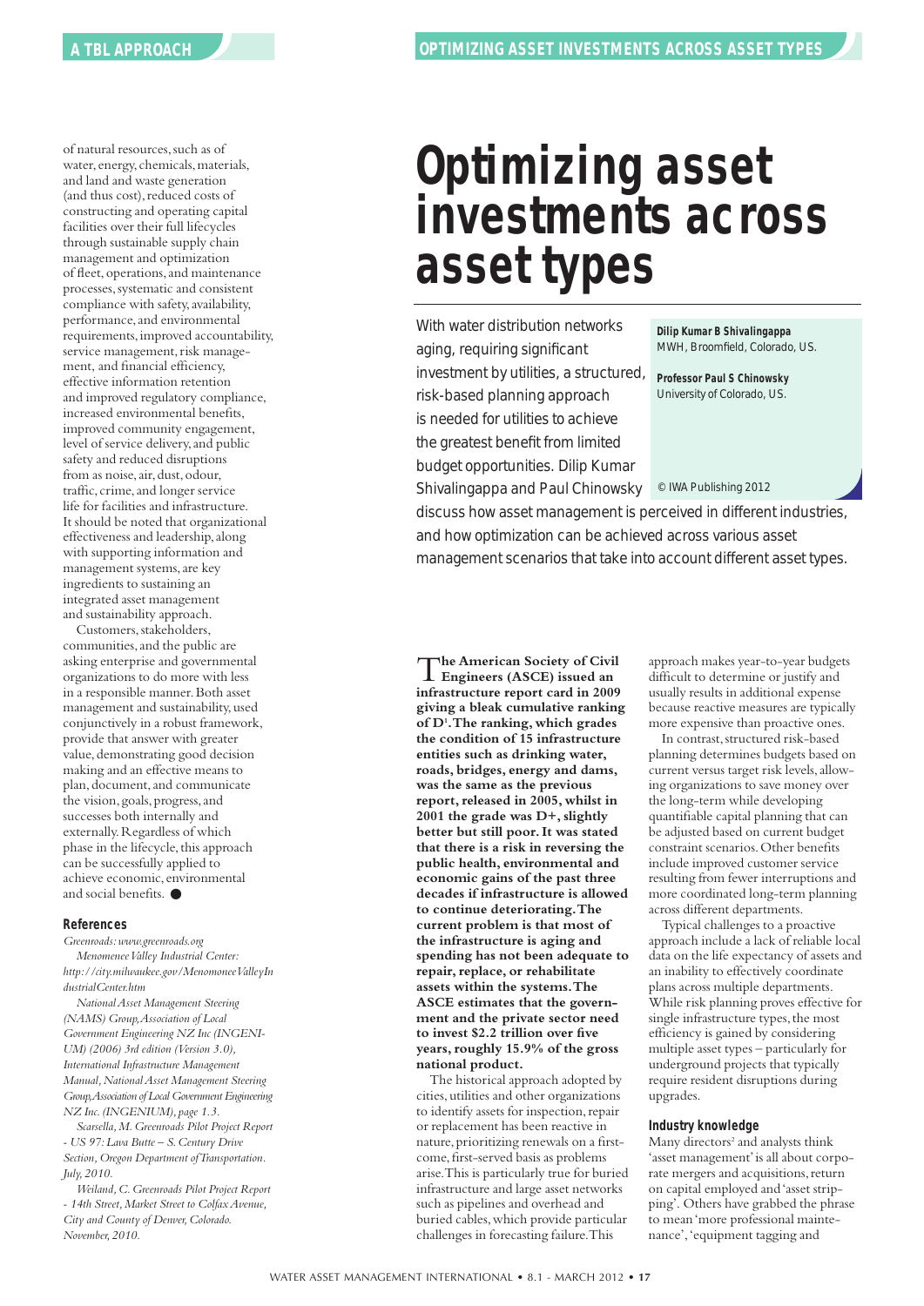of natural resources, such as of water, energy, chemicals, materials, and land and waste generation (and thus cost), reduced costs of constructing and operating capital facilities over their full lifecycles through sustainable supply chain management and optimization of fleet, operations, and maintenance processes, systematic and consistent compliance with safety, availability, performance, and environmental requirements, improved accountability, service management, risk management, and financial efficiency, effective information retention and improved regulatory compliance, increased environmental benefits, improved community engagement, level of service delivery, and public safety and reduced disruptions from as noise, air, dust, odour, traffic, crime, and longer service life for facilities and infrastructure. It should be noted that organizational effectiveness and leadership, along with supporting information and management systems, are key ingredients to sustaining an integrated asset management and sustainability approach.

Customers, stakeholders, communities, and the public are asking enterprise and governmental organizations to do more with less in a responsible manner. Both asset management and sustainability, used conjunctively in a robust framework, provide that answer with greater value, demonstrating good decision making and an effective means to plan, document, and communicate the vision, goals, progress, and successes both internally and externally. Regardless of which phase in the lifecycle, this approach can be successfully applied to achieve economic, environmental and social benefits. ●

### References

*Greenroads: www.greenroads.org*

*Menomenee Valley Industrial Center: http://city.milwaukee.gov/MenomoneeValleyIndustrialCenter.htm*

*National Asset Management Steering (NAMS) Group, Association of Local Government Engineering NZ Inc (INGENIUM) (2006) 3rd edition (Version 3.0), International Infrastructure Management Manual, National Asset Management Steering Group, Association of Local Government Engineering NZ Inc. (INGENIUM), page 1.3.*

*Scarsella, M. Greenroads Pilot Project Report - US 97: Lava Butte – S. Century Drive Section, Oregon Department of Transportation. July, 2010.*

*Weiland, C. Greenroads Pilot Project Report - 14th Street, Market Street to Colfax Avenue, City and County of Denver, Colorado. November, 2010.*

# Optimizing asset investments across asset types

With water distribution networks aging, requiring significant investment by utilities, a structured, risk-based planning approach is needed for utilities to achieve the greatest benefit from limited budget opportunities. Dilip Kumar Shivalingappa and Paul Chinowsky discuss how asset management is perceived in different industries, and how optimization can be achieved across various asset management scenarios that take into account different asset types.

**Dilip Kumar B Shivalingappa**
MWH, Broomfield, Colorado, US.

**Professor Paul S Chinowsky**
University of Colorado, US.

© IWA Publishing 2012

**The American Society of Civil Engineers (ASCE) issued an infrastructure report card in 2009 giving a bleak cumulative ranking of D[1]. The ranking, which grades the condition of 15 infrastructure entities such as drinking water, roads, bridges, energy and dams, was the same as the previous report, released in 2005, whilst in 2001 the grade was D+, slightly better but still poor. It was stated that there is a risk in reversing the public health, environmental and economic gains of the past three decades if infrastructure is allowed to continue deteriorating. The current problem is that most of the infrastructure is aging and spending has not been adequate to repair, replace, or rehabilitate assets within the systems. The ASCE estimates that the government and the private sector need to invest $2.2 trillion over five years, roughly 15.9% of the gross national product.**

The historical approach adopted by cities, utilities and other organizations to identify assets for inspection, repair or replacement has been reactive in nature, prioritizing renewals on a first-come, first-served basis as problems arise. This is particularly true for buried infrastructure and large asset networks such as pipelines and overhead and buried cables, which provide particular challenges in forecasting failure. This approach makes year-to-year budgets difficult to determine or justify and usually results in additional expense because reactive measures are typically more expensive than proactive ones.

In contrast, structured risk-based planning determines budgets based on current versus target risk levels, allowing organizations to save money over the long-term while developing quantifiable capital planning that can be adjusted based on current budget constraint scenarios. Other benefits include improved customer service resulting from fewer interruptions and more coordinated long-term planning across different departments.

Typical challenges to a proactive approach include a lack of reliable local data on the life expectancy of assets and an inability to effectively coordinate plans across multiple departments. While risk planning proves effective for single infrastructure types, the most efficiency is gained by considering multiple asset types – particularly for underground projects that typically require resident disruptions during upgrades.

### Industry knowledge

Many directors[2] and analysts think 'asset management' is all about corporate mergers and acquisitions, return on capital employed and 'asset stripping'. Others have grabbed the phrase to mean 'more professional maintenance', 'equipment tagging and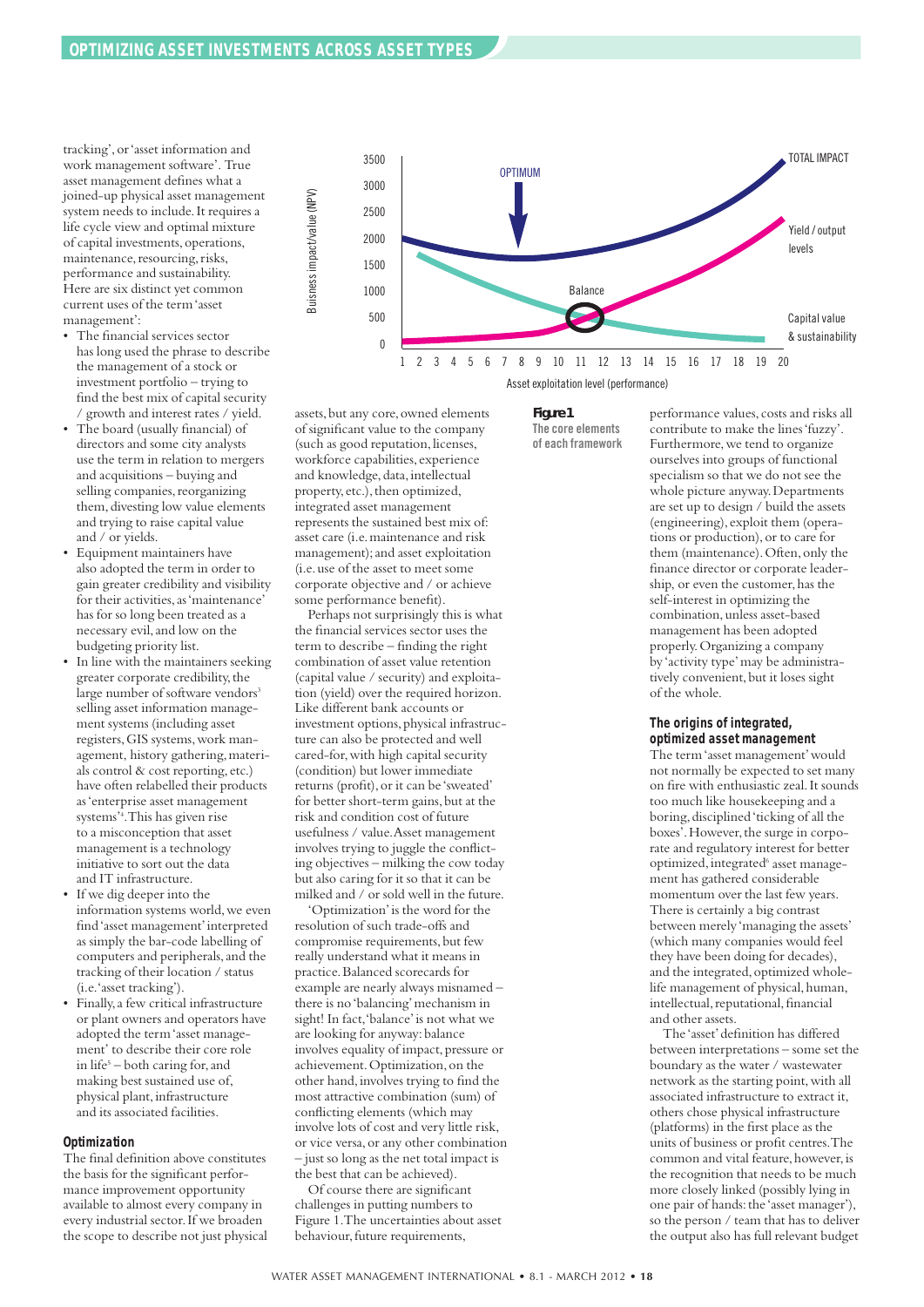tracking', or 'asset information and work management software'. True asset management defines what a joined-up physical asset management system needs to include. It requires a life cycle view and optimal mixture of capital investments, operations, maintenance, resourcing, risks, performance and sustainability. Here are six distinct yet common current uses of the term 'asset management':

- The financial services sector has long used the phrase to describe the management of a stock or investment portfolio – trying to find the best mix of capital security / growth and interest rates / yield.
- The board (usually financial) of directors and some city analysts use the term in relation to mergers and acquisitions – buying and selling companies, reorganizing them, divesting low value elements and trying to raise capital value and / or yields.
- Equipment maintainers have also adopted the term in order to gain greater credibility and visibility for their activities, as 'maintenance' has for so long been treated as a necessary evil, and low on the budgeting priority list.
- In line with the maintainers seeking greater corporate credibility, the large number of software vendors[3] selling asset information management systems (including asset registers, GIS systems, work management, history gathering, materials control & cost reporting, etc.) have often relabelled their products as 'enterprise asset management systems'[4]. This has given rise to a misconception that asset management is a technology initiative to sort out the data and IT infrastructure.
- If we dig deeper into the information systems world, we even find 'asset management' interpreted as simply the bar-code labelling of computers and peripherals, and the tracking of their location / status (i.e. 'asset tracking').
- Finally, a few critical infrastructure or plant owners and operators have adopted the term 'asset management' to describe their core role in life[5] – both caring for, and making best sustained use of, physical plant, infrastructure and its associated facilities.

### Optimization

The final definition above constitutes the basis for the significant performance improvement opportunity available to almost every company in every industrial sector. If we broaden the scope to describe not just physical assets, but any core, owned elements of significant value to the company (such as good reputation, licenses, workforce capabilities, experience and knowledge, data, intellectual property, etc.), then optimized, integrated asset management represents the sustained best mix of: asset care (i.e. maintenance and risk management); and asset exploitation (i.e. use of the asset to meet some corporate objective and / or achieve some performance benefit).

Perhaps not surprisingly this is what the financial services sector uses the term to describe – finding the right combination of asset value retention (capital value / security) and exploitation (yield) over the required horizon. Like different bank accounts or investment options, physical infrastructure can also be protected and well cared-for, with high capital security (condition) but lower immediate returns (profit), or it can be 'sweated' for better short-term gains, but at the risk and condition cost of future usefulness / value. Asset management involves trying to juggle the conflicting objectives – milking the cow today but also caring for it so that it can be milked and / or sold well in the future.

'Optimization' is the word for the resolution of such trade-offs and compromise requirements, but few really understand what it means in practice. Balanced scorecards for example are nearly always misnamed – there is no 'balancing' mechanism in sight! In fact, 'balance' is not what we are looking for anyway: balance involves equality of impact, pressure or achievement. Optimization, on the other hand, involves trying to find the most attractive combination (sum) of conflicting elements (which may involve lots of cost and very little risk, or vice versa, or any other combination – just so long as the net total impact is the best that can be achieved).

Of course there are significant challenges in putting numbers to Figure 1. The uncertainties about asset behaviour, future requirements, performance values, costs and risks all contribute to make the lines 'fuzzy'. Furthermore, we tend to organize ourselves into groups of functional specialism so that we do not see the whole picture anyway. Departments are set up to design / build the assets (engineering), exploit them (operations or production), or to care for them (maintenance). Often, only the finance director or corporate leadership, or even the customer, has the self-interest in optimizing the combination, unless asset-based management has been adopted properly. Organizing a company by 'activity type' may be administratively convenient, but it loses sight of the whole.

**Figure 1** The core elements of each framework

### The origins of integrated, optimized asset management

The term 'asset management' would not normally be expected to set many on fire with enthusiastic zeal. It sounds too much like housekeeping and a boring, disciplined 'ticking of all the boxes'. However, the surge in corporate and regulatory interest for better optimized, integrated[6] asset management has gathered considerable momentum over the last few years. There is certainly a big contrast between merely 'managing the assets' (which many companies would feel they have been doing for decades), and the integrated, optimized whole-life management of physical, human, intellectual, reputational, financial and other assets.

The 'asset' definition has differed between interpretations – some set the boundary as the water / wastewater network as the starting point, with all associated infrastructure to extract it, others chose physical infrastructure (platforms) in the first place as the units of business or profit centres. The common and vital feature, however, is the recognition that needs to be much more closely linked (possibly lying in one pair of hands: the 'asset manager'), so the person / team that has to deliver the output also has full relevant budget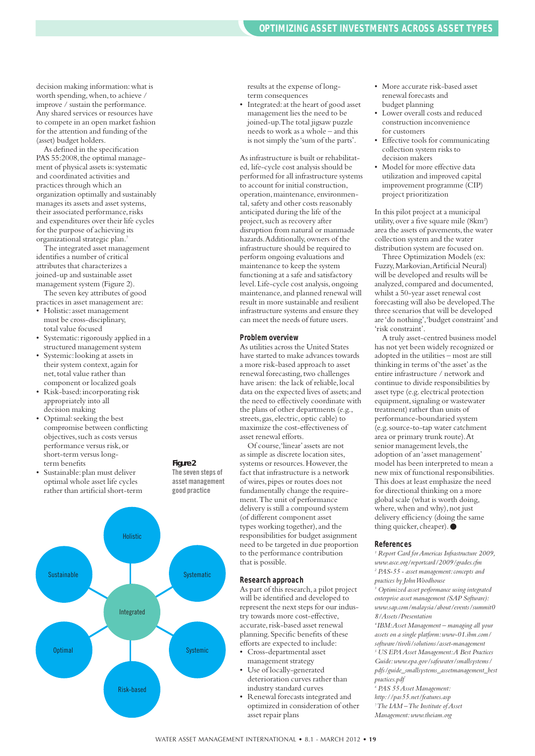decision making information: what is worth spending, when, to achieve / improve / sustain the performance. Any shared services or resources have to compete in an open market fashion for the attention and funding of the (asset) budget holders.

As defined in the specification PAS 55:2008, the optimal management of physical assets is: systematic and coordinated activities and practices through which an organization optimally and sustainably manages its assets and asset systems, their associated performance, risks and expenditures over their life cycles for the purpose of achieving its organizational strategic plan.[7]

The integrated asset management identifies a number of critical attributes that characterizes a joined-up and sustainable asset management system (Figure 2).

The seven key attributes of good practices in asset management are:

- Holistic: asset management must be cross-disciplinary, total value focused
- Systematic: rigorously applied in a structured management system
- Systemic: looking at assets in their system context, again for net, total value rather than component or localized goals
- Risk-based: incorporating risk appropriately into all decision making
- Optimal: seeking the best compromise between conflicting objectives, such as costs versus performance versus risk, or short-term versus long-term benefits
- Sustainable: plan must deliver optimal whole asset life cycles rather than artificial short-term results at the expense of long-term consequences
- Integrated: at the heart of good asset management lies the need to be joined-up. The total jigsaw puzzle needs to work as a whole – and this is not simply the 'sum of the parts'.

**Figure 2**
The seven steps of asset management good practice

Holistic · Systematic · Systemic · Risk-based · Optimal · Sustainable · Integrated

As infrastructure is built or rehabilitated, life-cycle cost analysis should be performed for all infrastructure systems to account for initial construction, operation, maintenance, environmental, safety and other costs reasonably anticipated during the life of the project, such as recovery after disruption from natural or manmade hazards. Additionally, owners of the infrastructure should be required to perform ongoing evaluations and maintenance to keep the system functioning at a safe and satisfactory level. Life-cycle cost analysis, ongoing maintenance, and planned renewal will result in more sustainable and resilient infrastructure systems and ensure they can meet the needs of future users.

### Problem overview

As utilities across the United States have started to make advances towards a more risk-based approach to asset renewal forecasting, two challenges have arisen: the lack of reliable, local data on the expected lives of assets; and the need to effectively coordinate with the plans of other departments (e.g., streets, gas, electric, optic cable) to maximize the cost-effectiveness of asset renewal efforts.

Of course, 'linear' assets are not as simple as discrete location sites, systems or resources. However, the fact that infrastructure is a network of wires, pipes or routes does not fundamentally change the requirement. The unit of performance delivery is still a compound system (of different component asset types working together), and the responsibilities for budget assignment need to be targeted in due proportion to the performance contribution that is possible.

### Research approach

As part of this research, a pilot project will be identified and developed to represent the next steps for our industry towards more cost-effective, accurate, risk-based asset renewal planning. Specific benefits of these efforts are expected to include:

- Cross-departmental asset management strategy
- Use of locally-generated deterioration curves rather than industry standard curves
- Renewal forecasts integrated and optimized in consideration of other asset repair plans
- More accurate risk-based asset renewal forecasts and budget planning
- Lower overall costs and reduced construction inconvenience for customers
- Effective tools for communicating collection system risks to decision makers
- Model for more effective data utilization and improved capital improvement programme (CIP) project prioritization

In this pilot project at a municipal utility, over a five square mile (8km$^2$) area the assets of pavements, the water collection system and the water distribution system are focused on.

Three Optimization Models (ex: Fuzzy, Markovian, Artificial Neural) will be developed and results will be analyzed, compared and documented, whilst a 50-year asset renewal cost forecasting will also be developed. The three scenarios that will be developed are 'do nothing', 'budget constraint' and 'risk constraint'.

A truly asset-centred business model has not yet been widely recognized or adopted in the utilities – most are still thinking in terms of 'the asset' as the entire infrastructure / network and continue to divide responsibilities by asset type (e.g. electrical protection equipment, signaling or wastewater treatment) rather than units of performance-boundaried system (e.g. source-to-tap water catchment area or primary trunk route). At senior management levels, the adoption of an 'asset management' model has been interpreted to mean a new mix of functional responsibilities. This does at least emphasize the need for directional thinking on a more global scale (what is worth doing, where, when and why), not just delivery efficiency (doing the same thing quicker, cheaper). ●

### References

[1] *Report Card for Americas Infrastructure 2009, www.asce.org/reportcard/2009/grades.cfm*

[2] *PAS-55 - asset management: concepts and practices by John Woodhouse*

[3] *Optimized asset performance using integrated enterprise asset management (SAP Software): www.sap.com/malaysia/about/events/summit08/Assets/Presentation*

[4] *IBM: Asset Management – managing all your assets on a single platform: www-01.ibm.com/software/tivoli/solutions/asset-management*

[5] *US EPA Asset Management: A Best Practices Guide: www.epa.gov/safewater/smallsystems/pdfs/guide_smallsystems_assetmanagement_bestpractices.pdf*

[6] *PAS 55 Asset Management: http://pas55.net/features.asp*

[7] *The IAM – The Institute of Asset Management: www.theiam.org*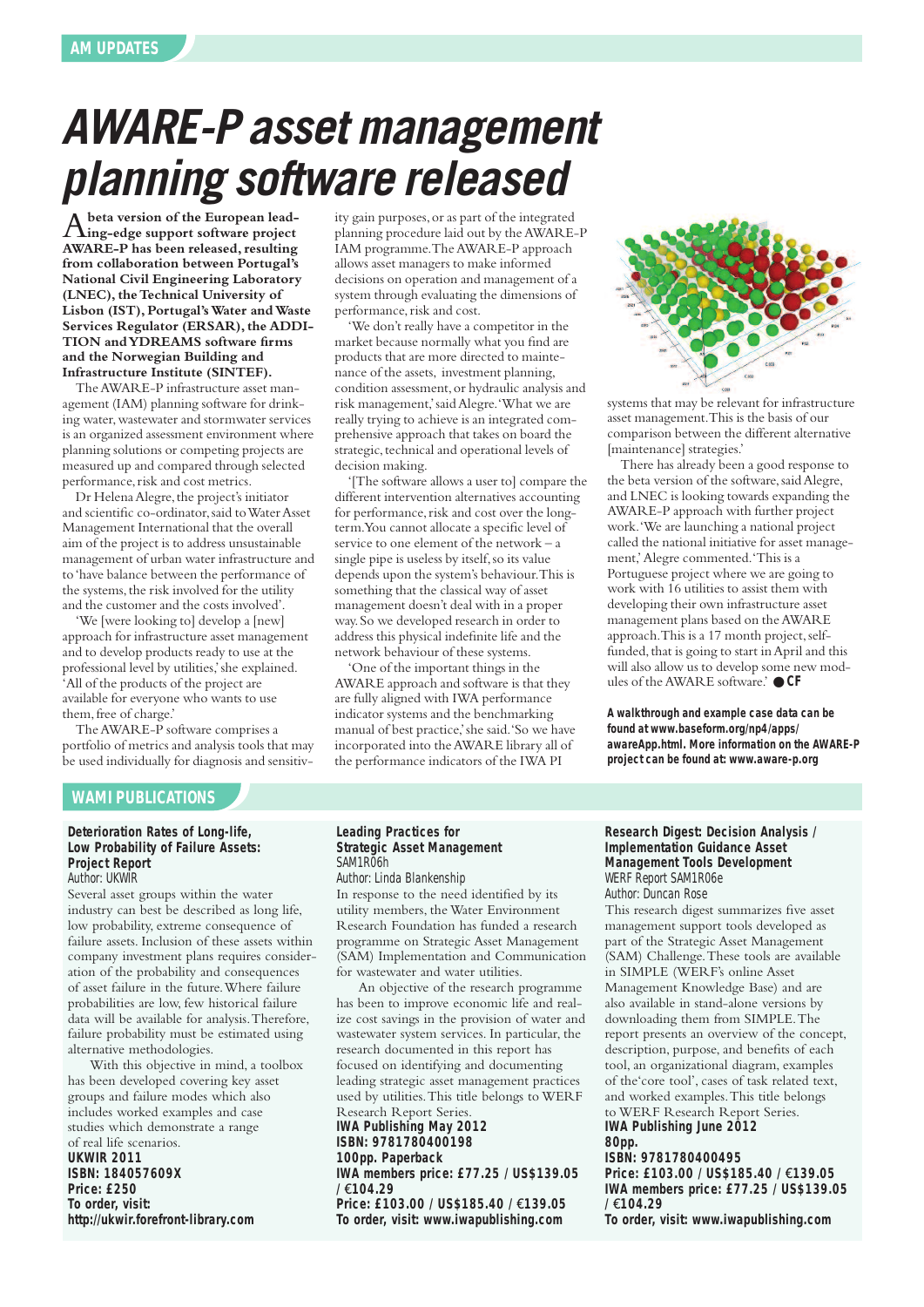AM UPDATES

# AWARE-P asset management planning software released

**A beta version of the European leading-edge support software project AWARE-P has been released, resulting from collaboration between Portugal's National Civil Engineering Laboratory (LNEC), the Technical University of Lisbon (IST), Portugal's Water and Waste Services Regulator (ERSAR), the ADDITION and YDREAMS software firms and the Norwegian Building and Infrastructure Institute (SINTEF).**

The AWARE-P infrastructure asset management (IAM) planning software for drinking water, wastewater and stormwater services is an organized assessment environment where planning solutions or competing projects are measured up and compared through selected performance, risk and cost metrics.

Dr Helena Alegre, the project's initiator and scientific co-ordinator, said to Water Asset Management International that the overall aim of the project is to address unsustainable management of urban water infrastructure and to 'have balance between the performance of the systems, the risk involved for the utility and the customer and the costs involved'.

'We [were looking to] develop a [new] approach for infrastructure asset management and to develop products ready to use at the professional level by utilities,' she explained. 'All of the products of the project are available for everyone who wants to use them, free of charge.'

The AWARE-P software comprises a portfolio of metrics and analysis tools that may be used individually for diagnosis and sensitivity gain purposes, or as part of the integrated planning procedure laid out by the AWARE-P IAM programme. The AWARE-P approach allows asset managers to make informed decisions on operation and management of a system through evaluating the dimensions of performance, risk and cost.

'We don't really have a competitor in the market because normally what you find are products that are more directed to maintenance of the assets, investment planning, condition assessment, or hydraulic analysis and risk management,' said Alegre. 'What we are really trying to achieve is an integrated comprehensive approach that takes on board the strategic, technical and operational levels of decision making.

'[The software allows a user to] compare the different intervention alternatives accounting for performance, risk and cost over the long-term. You cannot allocate a specific level of service to one element of the network – a single pipe is useless by itself, so its value depends upon the system's behaviour. This is something that the classical way of asset management doesn't deal with in a proper way. So we developed research in order to address this physical indefinite life and the network behaviour of these systems.

'One of the important things in the AWARE approach and software is that they are fully aligned with IWA performance indicator systems and the benchmarking manual of best practice,' she said. 'So we have incorporated into the AWARE library all of the performance indicators of the IWA PI systems that may be relevant for infrastructure asset management. This is the basis of our comparison between the different alternative [maintenance] strategies.'

There has already been a good response to the beta version of the software, said Alegre, and LNEC is looking towards expanding the AWARE-P approach with further project work. 'We are launching a national project called the national initiative for asset management,' Alegre commented. 'This is a Portuguese project where we are going to work with 16 utilities to assist them with developing their own infrastructure asset management plans based on the AWARE approach. This is a 17 month project, self-funded, that is going to start in April and this will also allow us to develop some new modules of the AWARE software.' ● **CF**

**A walkthrough and example case data can be found at www.baseform.org/np4/apps/awareApp.html. More information on the AWARE-P project can be found at: www.aware-p.org**

## WAMI PUBLICATIONS

### Deterioration Rates of Long-life, Low Probability of Failure Assets: Project Report

Author: UKWIR

Several asset groups within the water industry can best be described as long life, low probability, extreme consequence of failure assets. Inclusion of these assets within company investment plans requires consideration of the probability and consequences of asset failure in the future. Where failure probabilities are low, few historical failure data will be available for analysis. Therefore, failure probability must be estimated using alternative methodologies.

With this objective in mind, a toolbox has been developed covering key asset groups and failure modes which also includes worked examples and case studies which demonstrate a range of real life scenarios.

**UKWIR 2011**
**ISBN: 184057609X**
**Price: £250**
**To order, visit: http://ukwir.forefront-library.com**

### Leading Practices for Strategic Asset Management

SAM1R06h

Author: Linda Blankenship

In response to the need identified by its utility members, the Water Environment Research Foundation has funded a research programme on Strategic Asset Management (SAM) Implementation and Communication for wastewater and water utilities.

An objective of the research programme has been to improve economic life and realize cost savings in the provision of water and wastewater system services. In particular, the research documented in this report has focused on identifying and documenting leading strategic asset management practices used by utilities. This title belongs to WERF Research Report Series.

**IWA Publishing May 2012**
**ISBN: 9781780400198**
**100pp. Paperback**
**IWA members price: £77.25 / US$139.05 / €104.29**
**Price: £103.00 / US$185.40 / €139.05**
**To order, visit: www.iwapublishing.com**

### Research Digest: Decision Analysis / Implementation Guidance Asset Management Tools Development

WERF Report SAM1R06e

Author: Duncan Rose

This research digest summarizes five asset management support tools developed as part of the Strategic Asset Management (SAM) Challenge. These tools are available in SIMPLE (WERF's online Asset Management Knowledge Base) and are also available in stand-alone versions by downloading them from SIMPLE. The report presents an overview of the concept, description, purpose, and benefits of each tool, an organizational diagram, examples of the'core tool', cases of task related text, and worked examples. This title belongs to WERF Research Report Series.

**IWA Publishing June 2012**
**80pp.**
**ISBN: 9781780400495**
**Price: £103.00 / US$185.40 / €139.05**
**IWA members price: £77.25 / US$139.05 / €104.29**
**To order, visit: www.iwapublishing.com**